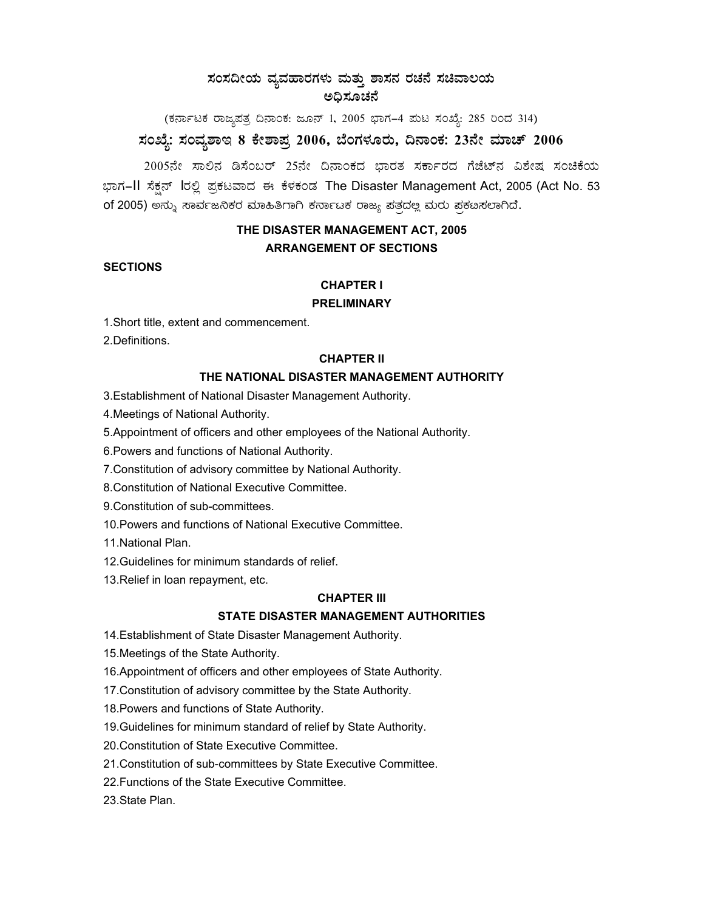# ಸಂಸದೀಯ ವ್ಯವಹಾರಗಳು ಮತ್ತು ಶಾಸನ ರಚನೆ ಸಚಿವಾಲಯ
## ಅಧಿಸೂಚನೆ

(ಕರ್ನಾಟಕ ರಾಜ್ಯಪತ್ರ ದಿನಾಂಕ: ಜೂನ್ 1, 2005 ಭಾಗ–4 ಪುಟ ಸಂಖ್ಯೆ: 285 ರಿಂದ 314)

## ಸಂಖ್ಯೆ: ಸಂವ್ಯಶಾಇ 8 ಕೇಶಾಪ್ರ 2006, ಬೆಂಗಳೂರು, ದಿನಾಂಕ: 23ನೇ ಮಾರ್ಚ್ 2006

2005ನೇ ಸಾಲಿನ ಡಿಸೆಂಬರ್ 25ನೇ ದಿನಾಂಕದ ಭಾರತ ಸರ್ಕಾರದ ಗೆಜೆಟ್‌ನ ವಿಶೇಷ ಸಂಚಿಕೆಯ ಭಾಗ–II ಸೆಕ್ಷನ್ Iರಲ್ಲಿ ಪ್ರಕಟವಾದ ಈ ಕೆಳಕಂಡ The Disaster Management Act, 2005 (Act No. 53 of 2005) ಅನ್ನು ಸಾರ್ವಜನಿಕರ ಮಾಹಿತಿಗಾಗಿ ಕರ್ನಾಟಕ ರಾಜ್ಯ ಪತ್ರದಲ್ಲಿ ಮರು ಪ್ರಕಟಿಸಲಾಗಿದೆ.

## THE DISASTER MANAGEMENT ACT, 2005
## ARRANGEMENT OF SECTIONS

**SECTIONS**

### CHAPTER I
### PRELIMINARY

1.Short title, extent and commencement.

2.Definitions.

### CHAPTER II
### THE NATIONAL DISASTER MANAGEMENT AUTHORITY

3.Establishment of National Disaster Management Authority.

4.Meetings of National Authority.

5.Appointment of officers and other employees of the National Authority.

6.Powers and functions of National Authority.

7.Constitution of advisory committee by National Authority.

8.Constitution of National Executive Committee.

9.Constitution of sub-committees.

10.Powers and functions of National Executive Committee.

11.National Plan.

12.Guidelines for minimum standards of relief.

13.Relief in loan repayment, etc.

### CHAPTER III
### STATE DISASTER MANAGEMENT AUTHORITIES

14.Establishment of State Disaster Management Authority.

15.Meetings of the State Authority.

16.Appointment of officers and other employees of State Authority.

17.Constitution of advisory committee by the State Authority.

18.Powers and functions of State Authority.

19.Guidelines for minimum standard of relief by State Authority.

20.Constitution of State Executive Committee.

21.Constitution of sub-committees by State Executive Committee.

22.Functions of the State Executive Committee.

23.State Plan.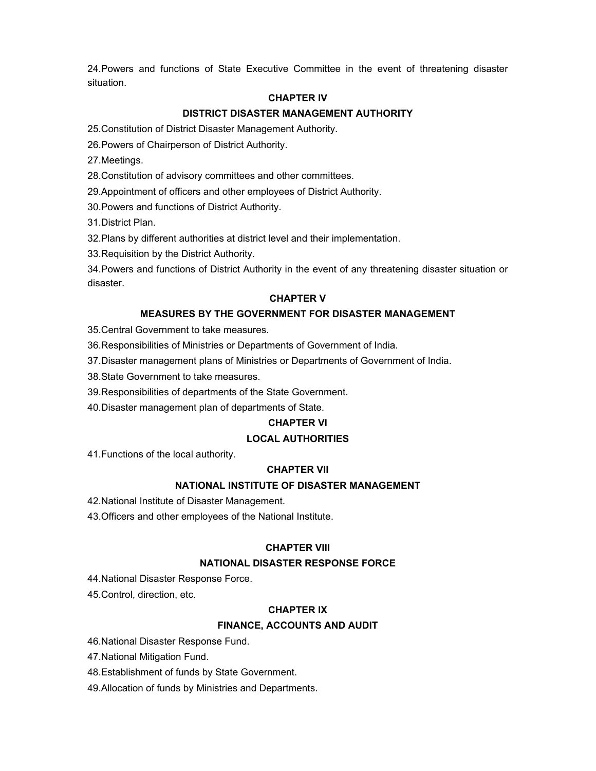24.Powers and functions of State Executive Committee in the event of threatening disaster situation.

**CHAPTER IV**

**DISTRICT DISASTER MANAGEMENT AUTHORITY**

25.Constitution of District Disaster Management Authority.

26.Powers of Chairperson of District Authority.

27.Meetings.

28.Constitution of advisory committees and other committees.

29.Appointment of officers and other employees of District Authority.

30.Powers and functions of District Authority.

31.District Plan.

32.Plans by different authorities at district level and their implementation.

33.Requisition by the District Authority.

34.Powers and functions of District Authority in the event of any threatening disaster situation or disaster.

**CHAPTER V**

**MEASURES BY THE GOVERNMENT FOR DISASTER MANAGEMENT**

35.Central Government to take measures.

36.Responsibilities of Ministries or Departments of Government of India.

37.Disaster management plans of Ministries or Departments of Government of India.

38.State Government to take measures.

39.Responsibilities of departments of the State Government.

40.Disaster management plan of departments of State.

**CHAPTER VI**

**LOCAL AUTHORITIES**

41.Functions of the local authority.

**CHAPTER VII**

**NATIONAL INSTITUTE OF DISASTER MANAGEMENT**

42.National Institute of Disaster Management.

43.Officers and other employees of the National Institute.

**CHAPTER VIII**

**NATIONAL DISASTER RESPONSE FORCE**

44.National Disaster Response Force.

45.Control, direction, etc.

**CHAPTER IX**

**FINANCE, ACCOUNTS AND AUDIT**

46.National Disaster Response Fund.

47.National Mitigation Fund.

48.Establishment of funds by State Government.

49.Allocation of funds by Ministries and Departments.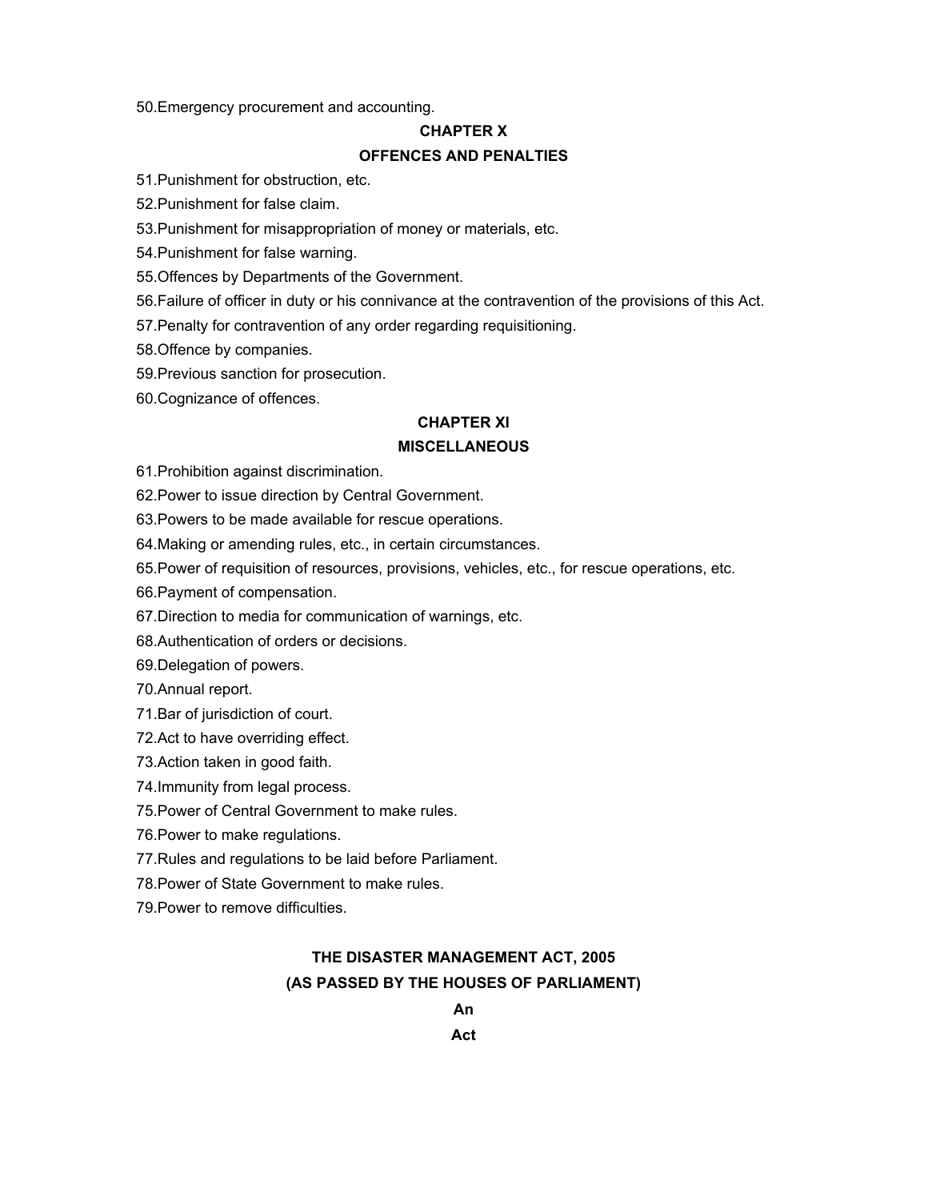50.Emergency procurement and accounting.

## CHAPTER X

## OFFENCES AND PENALTIES

51.Punishment for obstruction, etc.

52.Punishment for false claim.

53.Punishment for misappropriation of money or materials, etc.

54.Punishment for false warning.

55.Offences by Departments of the Government.

56.Failure of officer in duty or his connivance at the contravention of the provisions of this Act.

57.Penalty for contravention of any order regarding requisitioning.

58.Offence by companies.

59.Previous sanction for prosecution.

60.Cognizance of offences.

## CHAPTER XI

## MISCELLANEOUS

61.Prohibition against discrimination.

62.Power to issue direction by Central Government.

63.Powers to be made available for rescue operations.

64.Making or amending rules, etc., in certain circumstances.

65.Power of requisition of resources, provisions, vehicles, etc., for rescue operations, etc.

66.Payment of compensation.

67.Direction to media for communication of warnings, etc.

68.Authentication of orders or decisions.

69.Delegation of powers.

70.Annual report.

71.Bar of jurisdiction of court.

72.Act to have overriding effect.

73.Action taken in good faith.

74.Immunity from legal process.

75.Power of Central Government to make rules.

76.Power to make regulations.

77.Rules and regulations to be laid before Parliament.

78.Power of State Government to make rules.

79.Power to remove difficulties.

# THE DISASTER MANAGEMENT ACT, 2005

## (AS PASSED BY THE HOUSES OF PARLIAMENT)

**An**

**Act**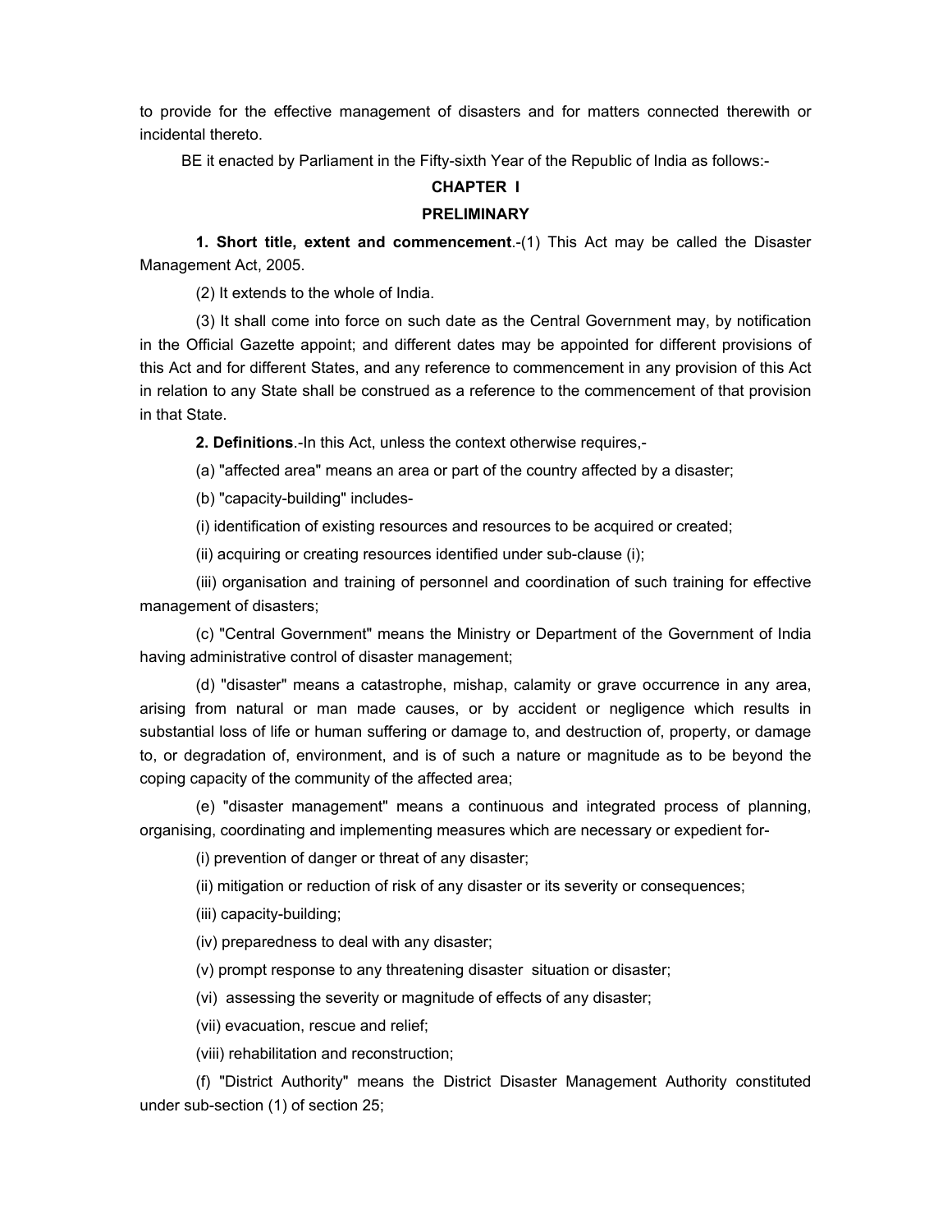to provide for the effective management of disasters and for matters connected therewith or incidental thereto.

BE it enacted by Parliament in the Fifty-sixth Year of the Republic of India as follows:-

## CHAPTER I

## PRELIMINARY

**1. Short title, extent and commencement**.-(1) This Act may be called the Disaster Management Act, 2005.

(2) It extends to the whole of India.

(3) It shall come into force on such date as the Central Government may, by notification in the Official Gazette appoint; and different dates may be appointed for different provisions of this Act and for different States, and any reference to commencement in any provision of this Act in relation to any State shall be construed as a reference to the commencement of that provision in that State.

**2. Definitions**.-In this Act, unless the context otherwise requires,-

(a) "affected area" means an area or part of the country affected by a disaster;

(b) "capacity-building" includes-

(i) identification of existing resources and resources to be acquired or created;

(ii) acquiring or creating resources identified under sub-clause (i);

(iii) organisation and training of personnel and coordination of such training for effective management of disasters;

(c) "Central Government" means the Ministry or Department of the Government of India having administrative control of disaster management;

(d) "disaster" means a catastrophe, mishap, calamity or grave occurrence in any area, arising from natural or man made causes, or by accident or negligence which results in substantial loss of life or human suffering or damage to, and destruction of, property, or damage to, or degradation of, environment, and is of such a nature or magnitude as to be beyond the coping capacity of the community of the affected area;

(e) "disaster management" means a continuous and integrated process of planning, organising, coordinating and implementing measures which are necessary or expedient for-

(i) prevention of danger or threat of any disaster;

(ii) mitigation or reduction of risk of any disaster or its severity or consequences;

(iii) capacity-building;

(iv) preparedness to deal with any disaster;

(v) prompt response to any threatening disaster situation or disaster;

(vi) assessing the severity or magnitude of effects of any disaster;

(vii) evacuation, rescue and relief;

(viii) rehabilitation and reconstruction;

(f) "District Authority" means the District Disaster Management Authority constituted under sub-section (1) of section 25;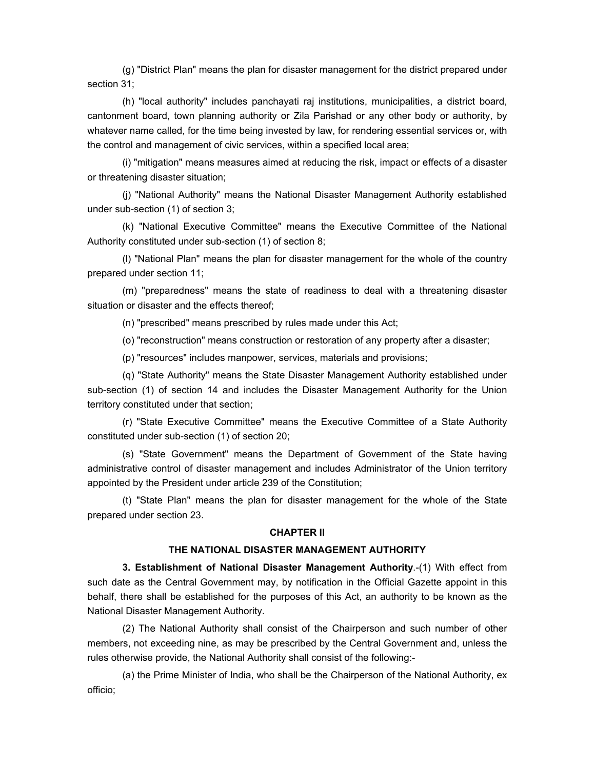(g) "District Plan" means the plan for disaster management for the district prepared under section 31;

(h) "local authority" includes panchayati raj institutions, municipalities, a district board, cantonment board, town planning authority or Zila Parishad or any other body or authority, by whatever name called, for the time being invested by law, for rendering essential services or, with the control and management of civic services, within a specified local area;

(i) "mitigation" means measures aimed at reducing the risk, impact or effects of a disaster or threatening disaster situation;

(j) "National Authority" means the National Disaster Management Authority established under sub-section (1) of section 3;

(k) "National Executive Committee" means the Executive Committee of the National Authority constituted under sub-section (1) of section 8;

(l) "National Plan" means the plan for disaster management for the whole of the country prepared under section 11;

(m) "preparedness" means the state of readiness to deal with a threatening disaster situation or disaster and the effects thereof;

(n) "prescribed" means prescribed by rules made under this Act;

(o) "reconstruction" means construction or restoration of any property after a disaster;

(p) "resources" includes manpower, services, materials and provisions;

(q) "State Authority" means the State Disaster Management Authority established under sub-section (1) of section 14 and includes the Disaster Management Authority for the Union territory constituted under that section;

(r) "State Executive Committee" means the Executive Committee of a State Authority constituted under sub-section (1) of section 20;

(s) "State Government" means the Department of Government of the State having administrative control of disaster management and includes Administrator of the Union territory appointed by the President under article 239 of the Constitution;

(t) "State Plan" means the plan for disaster management for the whole of the State prepared under section 23.

## CHAPTER II

## THE NATIONAL DISASTER MANAGEMENT AUTHORITY

**3. Establishment of National Disaster Management Authority**.-(1) With effect from such date as the Central Government may, by notification in the Official Gazette appoint in this behalf, there shall be established for the purposes of this Act, an authority to be known as the National Disaster Management Authority.

(2) The National Authority shall consist of the Chairperson and such number of other members, not exceeding nine, as may be prescribed by the Central Government and, unless the rules otherwise provide, the National Authority shall consist of the following:-

(a) the Prime Minister of India, who shall be the Chairperson of the National Authority, ex officio;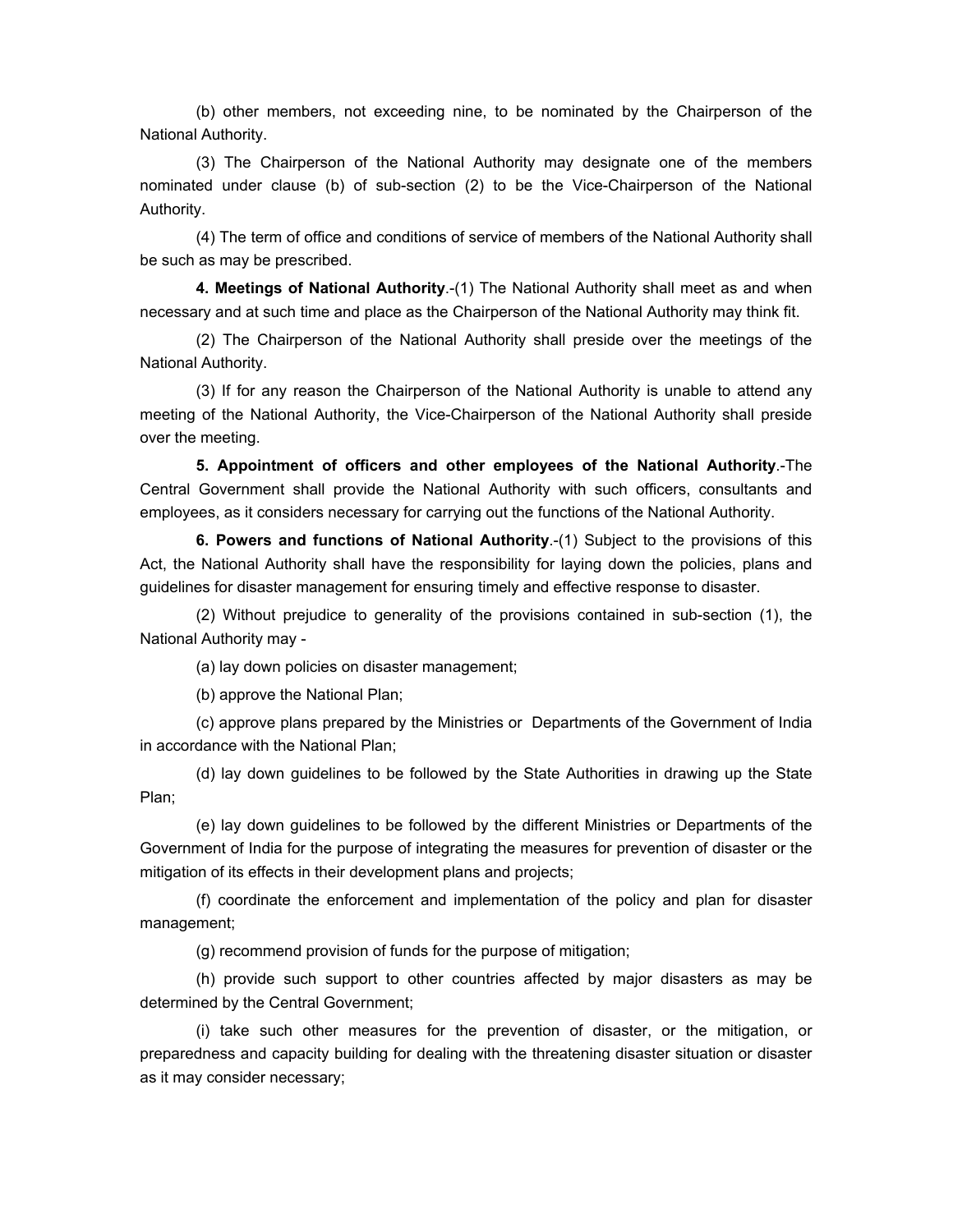(b) other members, not exceeding nine, to be nominated by the Chairperson of the National Authority.

(3) The Chairperson of the National Authority may designate one of the members nominated under clause (b) of sub-section (2) to be the Vice-Chairperson of the National Authority.

(4) The term of office and conditions of service of members of the National Authority shall be such as may be prescribed.

**4. Meetings of National Authority**.-(1) The National Authority shall meet as and when necessary and at such time and place as the Chairperson of the National Authority may think fit.

(2) The Chairperson of the National Authority shall preside over the meetings of the National Authority.

(3) If for any reason the Chairperson of the National Authority is unable to attend any meeting of the National Authority, the Vice-Chairperson of the National Authority shall preside over the meeting.

**5. Appointment of officers and other employees of the National Authority**.-The Central Government shall provide the National Authority with such officers, consultants and employees, as it considers necessary for carrying out the functions of the National Authority.

**6. Powers and functions of National Authority**.-(1) Subject to the provisions of this Act, the National Authority shall have the responsibility for laying down the policies, plans and guidelines for disaster management for ensuring timely and effective response to disaster.

(2) Without prejudice to generality of the provisions contained in sub-section (1), the National Authority may -

(a) lay down policies on disaster management;

(b) approve the National Plan;

(c) approve plans prepared by the Ministries or Departments of the Government of India in accordance with the National Plan;

(d) lay down guidelines to be followed by the State Authorities in drawing up the State Plan;

(e) lay down guidelines to be followed by the different Ministries or Departments of the Government of India for the purpose of integrating the measures for prevention of disaster or the mitigation of its effects in their development plans and projects;

(f) coordinate the enforcement and implementation of the policy and plan for disaster management;

(g) recommend provision of funds for the purpose of mitigation;

(h) provide such support to other countries affected by major disasters as may be determined by the Central Government;

(i) take such other measures for the prevention of disaster, or the mitigation, or preparedness and capacity building for dealing with the threatening disaster situation or disaster as it may consider necessary;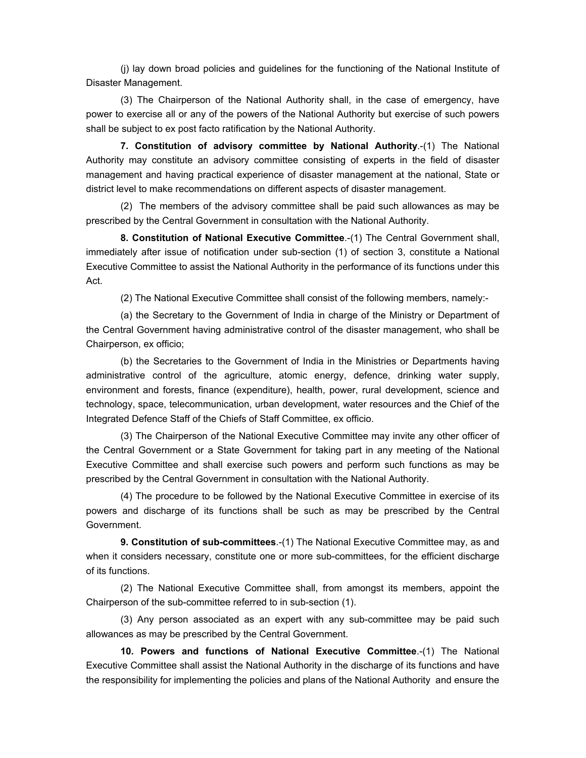(j) lay down broad policies and guidelines for the functioning of the National Institute of Disaster Management.

(3) The Chairperson of the National Authority shall, in the case of emergency, have power to exercise all or any of the powers of the National Authority but exercise of such powers shall be subject to ex post facto ratification by the National Authority.

**7. Constitution of advisory committee by National Authority**.-(1) The National Authority may constitute an advisory committee consisting of experts in the field of disaster management and having practical experience of disaster management at the national, State or district level to make recommendations on different aspects of disaster management.

(2) The members of the advisory committee shall be paid such allowances as may be prescribed by the Central Government in consultation with the National Authority.

**8. Constitution of National Executive Committee**.-(1) The Central Government shall, immediately after issue of notification under sub-section (1) of section 3, constitute a National Executive Committee to assist the National Authority in the performance of its functions under this Act.

(2) The National Executive Committee shall consist of the following members, namely:-

(a) the Secretary to the Government of India in charge of the Ministry or Department of the Central Government having administrative control of the disaster management, who shall be Chairperson, ex officio;

(b) the Secretaries to the Government of India in the Ministries or Departments having administrative control of the agriculture, atomic energy, defence, drinking water supply, environment and forests, finance (expenditure), health, power, rural development, science and technology, space, telecommunication, urban development, water resources and the Chief of the Integrated Defence Staff of the Chiefs of Staff Committee, ex officio.

(3) The Chairperson of the National Executive Committee may invite any other officer of the Central Government or a State Government for taking part in any meeting of the National Executive Committee and shall exercise such powers and perform such functions as may be prescribed by the Central Government in consultation with the National Authority.

(4) The procedure to be followed by the National Executive Committee in exercise of its powers and discharge of its functions shall be such as may be prescribed by the Central Government.

**9. Constitution of sub-committees**.-(1) The National Executive Committee may, as and when it considers necessary, constitute one or more sub-committees, for the efficient discharge of its functions.

(2) The National Executive Committee shall, from amongst its members, appoint the Chairperson of the sub-committee referred to in sub-section (1).

(3) Any person associated as an expert with any sub-committee may be paid such allowances as may be prescribed by the Central Government.

**10. Powers and functions of National Executive Committee**.-(1) The National Executive Committee shall assist the National Authority in the discharge of its functions and have the responsibility for implementing the policies and plans of the National Authority and ensure the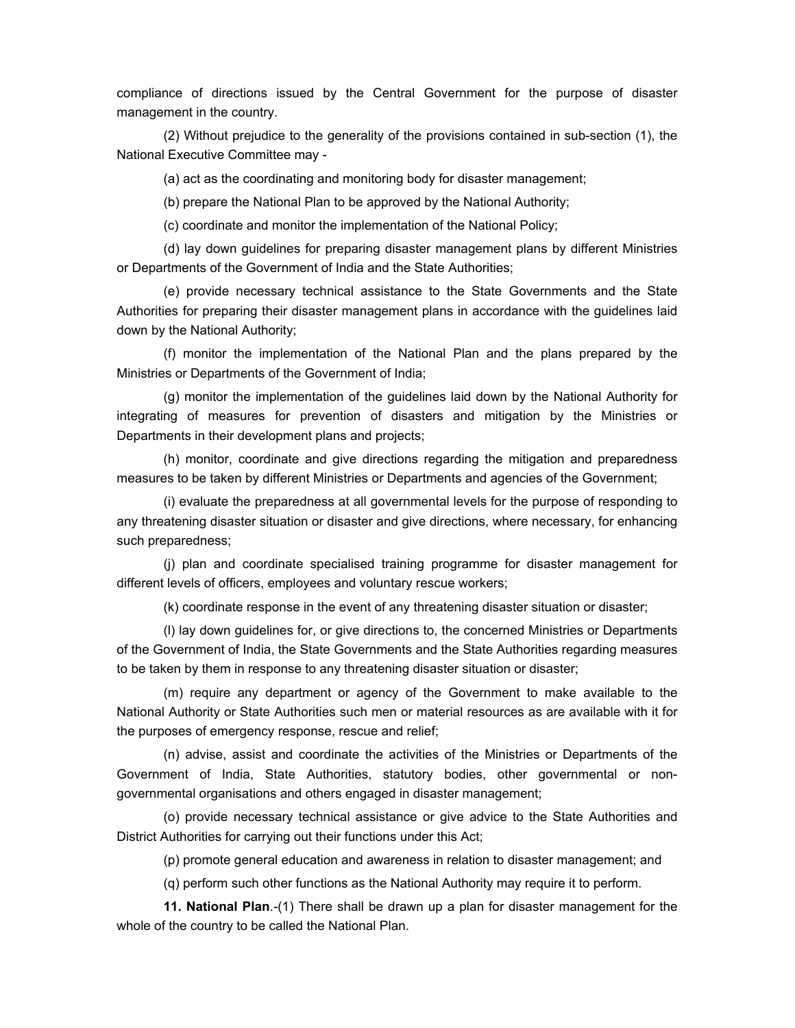compliance of directions issued by the Central Government for the purpose of disaster management in the country.

(2) Without prejudice to the generality of the provisions contained in sub-section (1), the National Executive Committee may -

(a) act as the coordinating and monitoring body for disaster management;

(b) prepare the National Plan to be approved by the National Authority;

(c) coordinate and monitor the implementation of the National Policy;

(d) lay down guidelines for preparing disaster management plans by different Ministries or Departments of the Government of India and the State Authorities;

(e) provide necessary technical assistance to the State Governments and the State Authorities for preparing their disaster management plans in accordance with the guidelines laid down by the National Authority;

(f) monitor the implementation of the National Plan and the plans prepared by the Ministries or Departments of the Government of India;

(g) monitor the implementation of the guidelines laid down by the National Authority for integrating of measures for prevention of disasters and mitigation by the Ministries or Departments in their development plans and projects;

(h) monitor, coordinate and give directions regarding the mitigation and preparedness measures to be taken by different Ministries or Departments and agencies of the Government;

(i) evaluate the preparedness at all governmental levels for the purpose of responding to any threatening disaster situation or disaster and give directions, where necessary, for enhancing such preparedness;

(j) plan and coordinate specialised training programme for disaster management for different levels of officers, employees and voluntary rescue workers;

(k) coordinate response in the event of any threatening disaster situation or disaster;

(l) lay down guidelines for, or give directions to, the concerned Ministries or Departments of the Government of India, the State Governments and the State Authorities regarding measures to be taken by them in response to any threatening disaster situation or disaster;

(m) require any department or agency of the Government to make available to the National Authority or State Authorities such men or material resources as are available with it for the purposes of emergency response, rescue and relief;

(n) advise, assist and coordinate the activities of the Ministries or Departments of the Government of India, State Authorities, statutory bodies, other governmental or non-governmental organisations and others engaged in disaster management;

(o) provide necessary technical assistance or give advice to the State Authorities and District Authorities for carrying out their functions under this Act;

(p) promote general education and awareness in relation to disaster management; and

(q) perform such other functions as the National Authority may require it to perform.

**11. National Plan**.-(1) There shall be drawn up a plan for disaster management for the whole of the country to be called the National Plan.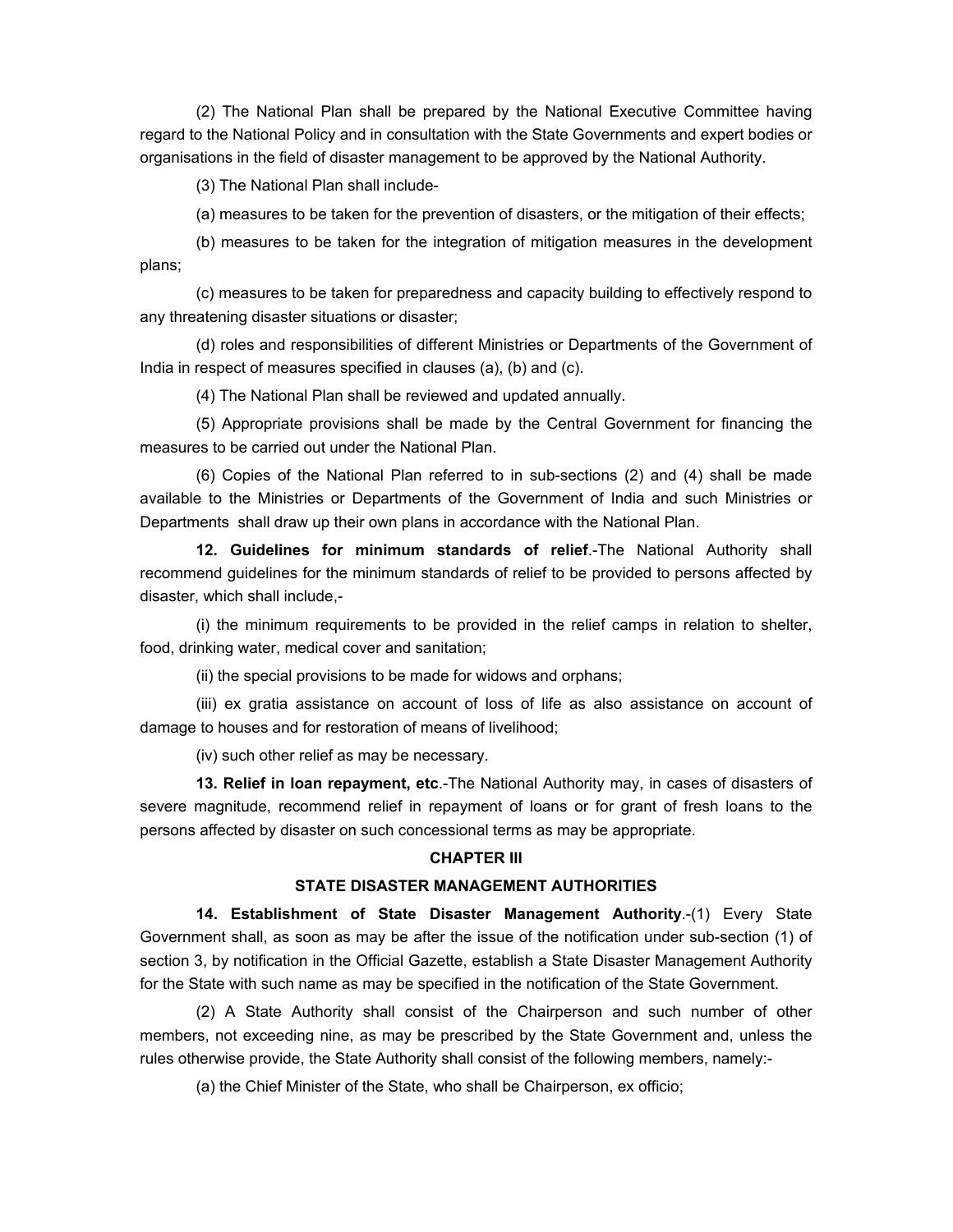(2) The National Plan shall be prepared by the National Executive Committee having regard to the National Policy and in consultation with the State Governments and expert bodies or organisations in the field of disaster management to be approved by the National Authority.

(3) The National Plan shall include-

(a) measures to be taken for the prevention of disasters, or the mitigation of their effects;

(b) measures to be taken for the integration of mitigation measures in the development plans;

(c) measures to be taken for preparedness and capacity building to effectively respond to any threatening disaster situations or disaster;

(d) roles and responsibilities of different Ministries or Departments of the Government of India in respect of measures specified in clauses (a), (b) and (c).

(4) The National Plan shall be reviewed and updated annually.

(5) Appropriate provisions shall be made by the Central Government for financing the measures to be carried out under the National Plan.

(6) Copies of the National Plan referred to in sub-sections (2) and (4) shall be made available to the Ministries or Departments of the Government of India and such Ministries or Departments shall draw up their own plans in accordance with the National Plan.

**12. Guidelines for minimum standards of relief**.-The National Authority shall recommend guidelines for the minimum standards of relief to be provided to persons affected by disaster, which shall include,-

(i) the minimum requirements to be provided in the relief camps in relation to shelter, food, drinking water, medical cover and sanitation;

(ii) the special provisions to be made for widows and orphans;

(iii) ex gratia assistance on account of loss of life as also assistance on account of damage to houses and for restoration of means of livelihood;

(iv) such other relief as may be necessary.

**13. Relief in loan repayment, etc**.-The National Authority may, in cases of disasters of severe magnitude, recommend relief in repayment of loans or for grant of fresh loans to the persons affected by disaster on such concessional terms as may be appropriate.

## CHAPTER III

## STATE DISASTER MANAGEMENT AUTHORITIES

**14. Establishment of State Disaster Management Authority**.-(1) Every State Government shall, as soon as may be after the issue of the notification under sub-section (1) of section 3, by notification in the Official Gazette, establish a State Disaster Management Authority for the State with such name as may be specified in the notification of the State Government.

(2) A State Authority shall consist of the Chairperson and such number of other members, not exceeding nine, as may be prescribed by the State Government and, unless the rules otherwise provide, the State Authority shall consist of the following members, namely:-

(a) the Chief Minister of the State, who shall be Chairperson, ex officio;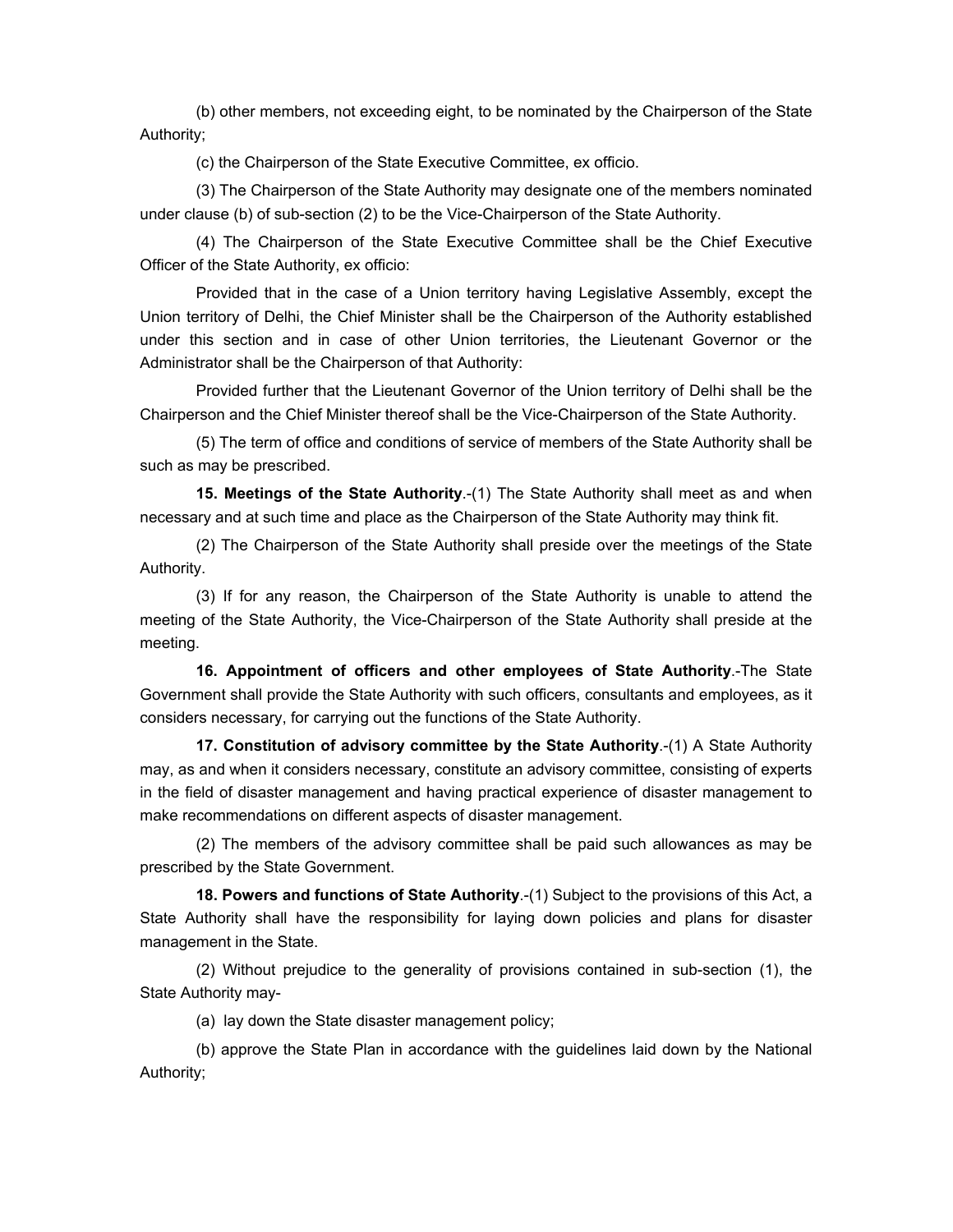(b) other members, not exceeding eight, to be nominated by the Chairperson of the State Authority;

(c) the Chairperson of the State Executive Committee, ex officio.

(3) The Chairperson of the State Authority may designate one of the members nominated under clause (b) of sub-section (2) to be the Vice-Chairperson of the State Authority.

(4) The Chairperson of the State Executive Committee shall be the Chief Executive Officer of the State Authority, ex officio:

Provided that in the case of a Union territory having Legislative Assembly, except the Union territory of Delhi, the Chief Minister shall be the Chairperson of the Authority established under this section and in case of other Union territories, the Lieutenant Governor or the Administrator shall be the Chairperson of that Authority:

Provided further that the Lieutenant Governor of the Union territory of Delhi shall be the Chairperson and the Chief Minister thereof shall be the Vice-Chairperson of the State Authority.

(5) The term of office and conditions of service of members of the State Authority shall be such as may be prescribed.

**15. Meetings of the State Authority**.-(1) The State Authority shall meet as and when necessary and at such time and place as the Chairperson of the State Authority may think fit.

(2) The Chairperson of the State Authority shall preside over the meetings of the State Authority.

(3) If for any reason, the Chairperson of the State Authority is unable to attend the meeting of the State Authority, the Vice-Chairperson of the State Authority shall preside at the meeting.

**16. Appointment of officers and other employees of State Authority**.-The State Government shall provide the State Authority with such officers, consultants and employees, as it considers necessary, for carrying out the functions of the State Authority.

**17. Constitution of advisory committee by the State Authority**.-(1) A State Authority may, as and when it considers necessary, constitute an advisory committee, consisting of experts in the field of disaster management and having practical experience of disaster management to make recommendations on different aspects of disaster management.

(2) The members of the advisory committee shall be paid such allowances as may be prescribed by the State Government.

**18. Powers and functions of State Authority**.-(1) Subject to the provisions of this Act, a State Authority shall have the responsibility for laying down policies and plans for disaster management in the State.

(2) Without prejudice to the generality of provisions contained in sub-section (1), the State Authority may-

(a) lay down the State disaster management policy;

(b) approve the State Plan in accordance with the guidelines laid down by the National Authority;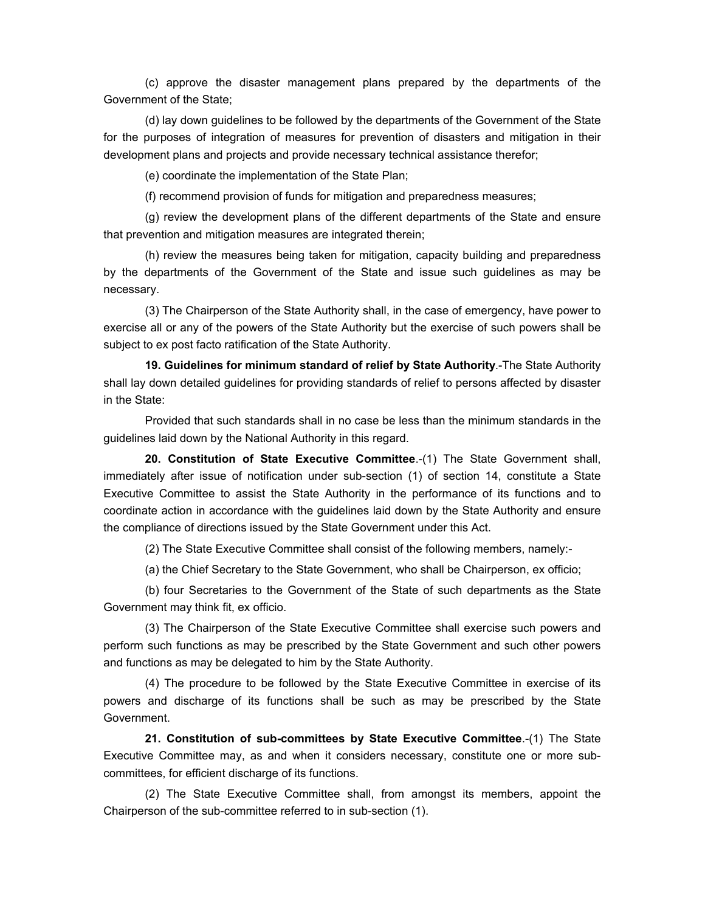(c) approve the disaster management plans prepared by the departments of the Government of the State;

(d) lay down guidelines to be followed by the departments of the Government of the State for the purposes of integration of measures for prevention of disasters and mitigation in their development plans and projects and provide necessary technical assistance therefor;

(e) coordinate the implementation of the State Plan;

(f) recommend provision of funds for mitigation and preparedness measures;

(g) review the development plans of the different departments of the State and ensure that prevention and mitigation measures are integrated therein;

(h) review the measures being taken for mitigation, capacity building and preparedness by the departments of the Government of the State and issue such guidelines as may be necessary.

(3) The Chairperson of the State Authority shall, in the case of emergency, have power to exercise all or any of the powers of the State Authority but the exercise of such powers shall be subject to ex post facto ratification of the State Authority.

**19. Guidelines for minimum standard of relief by State Authority**.-The State Authority shall lay down detailed guidelines for providing standards of relief to persons affected by disaster in the State:

Provided that such standards shall in no case be less than the minimum standards in the guidelines laid down by the National Authority in this regard.

**20. Constitution of State Executive Committee**.-(1) The State Government shall, immediately after issue of notification under sub-section (1) of section 14, constitute a State Executive Committee to assist the State Authority in the performance of its functions and to coordinate action in accordance with the guidelines laid down by the State Authority and ensure the compliance of directions issued by the State Government under this Act.

(2) The State Executive Committee shall consist of the following members, namely:-

(a) the Chief Secretary to the State Government, who shall be Chairperson, ex officio;

(b) four Secretaries to the Government of the State of such departments as the State Government may think fit, ex officio.

(3) The Chairperson of the State Executive Committee shall exercise such powers and perform such functions as may be prescribed by the State Government and such other powers and functions as may be delegated to him by the State Authority.

(4) The procedure to be followed by the State Executive Committee in exercise of its powers and discharge of its functions shall be such as may be prescribed by the State Government.

**21. Constitution of sub-committees by State Executive Committee**.-(1) The State Executive Committee may, as and when it considers necessary, constitute one or more sub-committees, for efficient discharge of its functions.

(2) The State Executive Committee shall, from amongst its members, appoint the Chairperson of the sub-committee referred to in sub-section (1).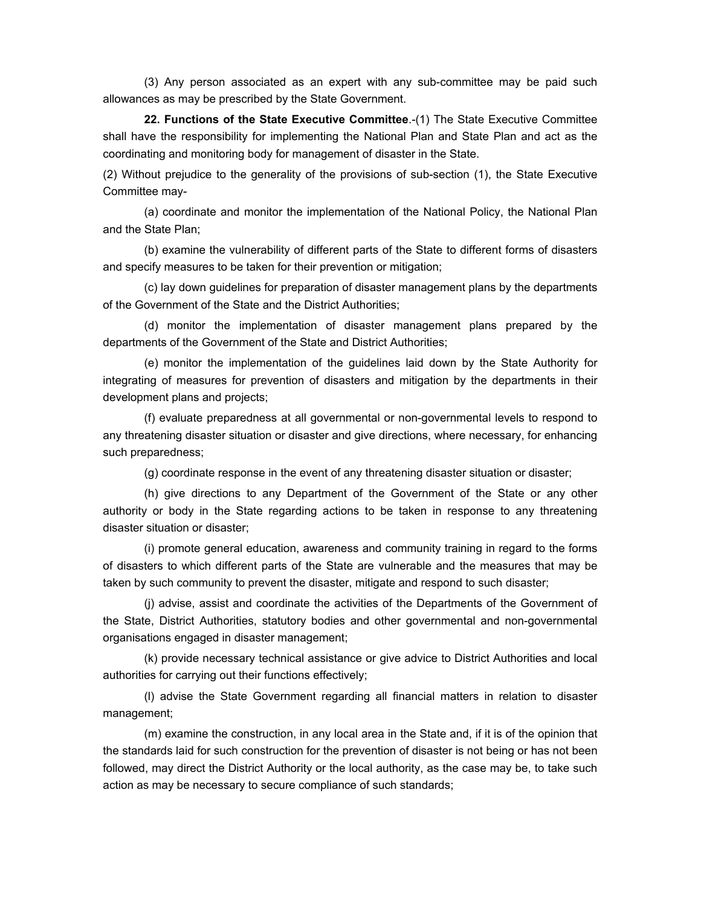(3) Any person associated as an expert with any sub-committee may be paid such allowances as may be prescribed by the State Government.

**22. Functions of the State Executive Committee**.-(1) The State Executive Committee shall have the responsibility for implementing the National Plan and State Plan and act as the coordinating and monitoring body for management of disaster in the State.

(2) Without prejudice to the generality of the provisions of sub-section (1), the State Executive Committee may-

(a) coordinate and monitor the implementation of the National Policy, the National Plan and the State Plan;

(b) examine the vulnerability of different parts of the State to different forms of disasters and specify measures to be taken for their prevention or mitigation;

(c) lay down guidelines for preparation of disaster management plans by the departments of the Government of the State and the District Authorities;

(d) monitor the implementation of disaster management plans prepared by the departments of the Government of the State and District Authorities;

(e) monitor the implementation of the guidelines laid down by the State Authority for integrating of measures for prevention of disasters and mitigation by the departments in their development plans and projects;

(f) evaluate preparedness at all governmental or non-governmental levels to respond to any threatening disaster situation or disaster and give directions, where necessary, for enhancing such preparedness;

(g) coordinate response in the event of any threatening disaster situation or disaster;

(h) give directions to any Department of the Government of the State or any other authority or body in the State regarding actions to be taken in response to any threatening disaster situation or disaster;

(i) promote general education, awareness and community training in regard to the forms of disasters to which different parts of the State are vulnerable and the measures that may be taken by such community to prevent the disaster, mitigate and respond to such disaster;

(j) advise, assist and coordinate the activities of the Departments of the Government of the State, District Authorities, statutory bodies and other governmental and non-governmental organisations engaged in disaster management;

(k) provide necessary technical assistance or give advice to District Authorities and local authorities for carrying out their functions effectively;

(l) advise the State Government regarding all financial matters in relation to disaster management;

(m) examine the construction, in any local area in the State and, if it is of the opinion that the standards laid for such construction for the prevention of disaster is not being or has not been followed, may direct the District Authority or the local authority, as the case may be, to take such action as may be necessary to secure compliance of such standards;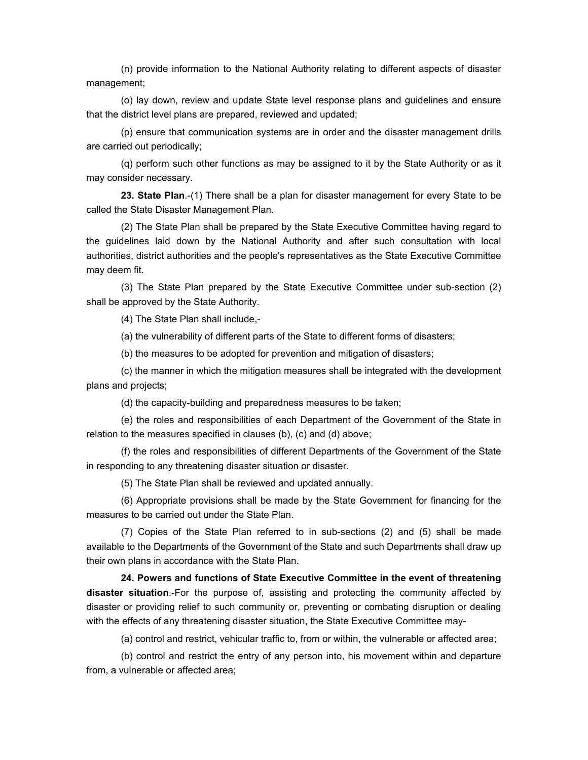(n) provide information to the National Authority relating to different aspects of disaster management;

(o) lay down, review and update State level response plans and guidelines and ensure that the district level plans are prepared, reviewed and updated;

(p) ensure that communication systems are in order and the disaster management drills are carried out periodically;

(q) perform such other functions as may be assigned to it by the State Authority or as it may consider necessary.

**23. State Plan**.-(1) There shall be a plan for disaster management for every State to be called the State Disaster Management Plan.

(2) The State Plan shall be prepared by the State Executive Committee having regard to the guidelines laid down by the National Authority and after such consultation with local authorities, district authorities and the people's representatives as the State Executive Committee may deem fit.

(3) The State Plan prepared by the State Executive Committee under sub-section (2) shall be approved by the State Authority.

(4) The State Plan shall include,-

(a) the vulnerability of different parts of the State to different forms of disasters;

(b) the measures to be adopted for prevention and mitigation of disasters;

(c) the manner in which the mitigation measures shall be integrated with the development plans and projects;

(d) the capacity-building and preparedness measures to be taken;

(e) the roles and responsibilities of each Department of the Government of the State in relation to the measures specified in clauses (b), (c) and (d) above;

(f) the roles and responsibilities of different Departments of the Government of the State in responding to any threatening disaster situation or disaster.

(5) The State Plan shall be reviewed and updated annually.

(6) Appropriate provisions shall be made by the State Government for financing for the measures to be carried out under the State Plan.

(7) Copies of the State Plan referred to in sub-sections (2) and (5) shall be made available to the Departments of the Government of the State and such Departments shall draw up their own plans in accordance with the State Plan.

**24. Powers and functions of State Executive Committee in the event of threatening disaster situation**.-For the purpose of, assisting and protecting the community affected by disaster or providing relief to such community or, preventing or combating disruption or dealing with the effects of any threatening disaster situation, the State Executive Committee may-

(a) control and restrict, vehicular traffic to, from or within, the vulnerable or affected area;

(b) control and restrict the entry of any person into, his movement within and departure from, a vulnerable or affected area;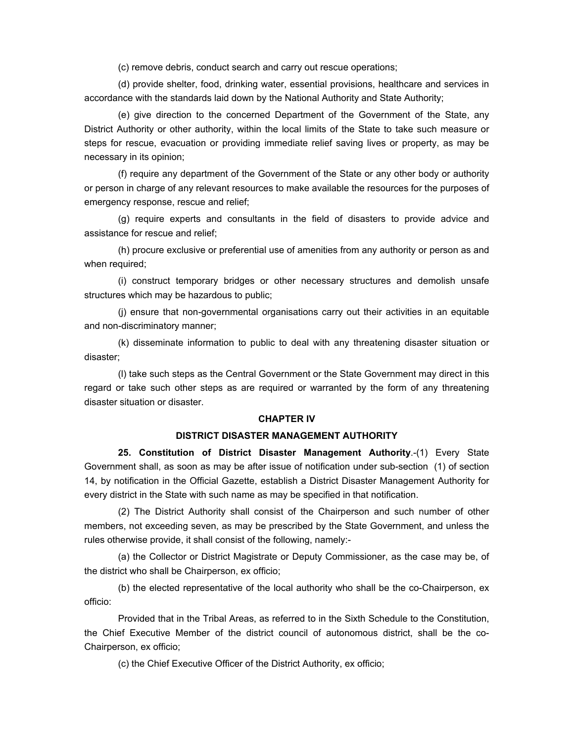(c) remove debris, conduct search and carry out rescue operations;

(d) provide shelter, food, drinking water, essential provisions, healthcare and services in accordance with the standards laid down by the National Authority and State Authority;

(e) give direction to the concerned Department of the Government of the State, any District Authority or other authority, within the local limits of the State to take such measure or steps for rescue, evacuation or providing immediate relief saving lives or property, as may be necessary in its opinion;

(f) require any department of the Government of the State or any other body or authority or person in charge of any relevant resources to make available the resources for the purposes of emergency response, rescue and relief;

(g) require experts and consultants in the field of disasters to provide advice and assistance for rescue and relief;

(h) procure exclusive or preferential use of amenities from any authority or person as and when required;

(i) construct temporary bridges or other necessary structures and demolish unsafe structures which may be hazardous to public;

(j) ensure that non-governmental organisations carry out their activities in an equitable and non-discriminatory manner;

(k) disseminate information to public to deal with any threatening disaster situation or disaster;

(l) take such steps as the Central Government or the State Government may direct in this regard or take such other steps as are required or warranted by the form of any threatening disaster situation or disaster.

## CHAPTER IV

## DISTRICT DISASTER MANAGEMENT AUTHORITY

**25. Constitution of District Disaster Management Authority**.-(1) Every State Government shall, as soon as may be after issue of notification under sub-section (1) of section 14, by notification in the Official Gazette, establish a District Disaster Management Authority for every district in the State with such name as may be specified in that notification.

(2) The District Authority shall consist of the Chairperson and such number of other members, not exceeding seven, as may be prescribed by the State Government, and unless the rules otherwise provide, it shall consist of the following, namely:-

(a) the Collector or District Magistrate or Deputy Commissioner, as the case may be, of the district who shall be Chairperson, ex officio;

(b) the elected representative of the local authority who shall be the co-Chairperson, ex officio:

Provided that in the Tribal Areas, as referred to in the Sixth Schedule to the Constitution, the Chief Executive Member of the district council of autonomous district, shall be the co-Chairperson, ex officio;

(c) the Chief Executive Officer of the District Authority, ex officio;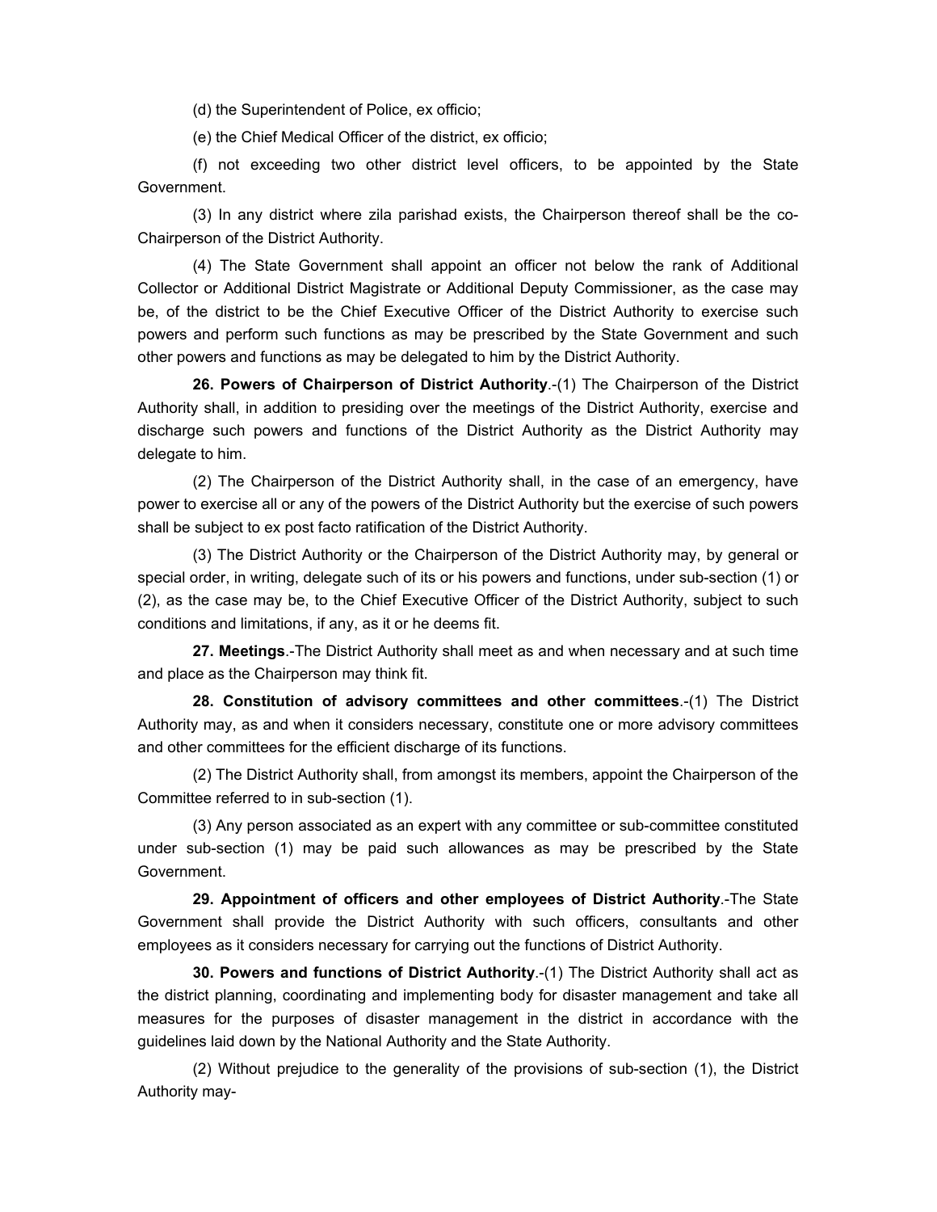(d) the Superintendent of Police, ex officio;

(e) the Chief Medical Officer of the district, ex officio;

(f) not exceeding two other district level officers, to be appointed by the State Government.

(3) In any district where zila parishad exists, the Chairperson thereof shall be the co-Chairperson of the District Authority.

(4) The State Government shall appoint an officer not below the rank of Additional Collector or Additional District Magistrate or Additional Deputy Commissioner, as the case may be, of the district to be the Chief Executive Officer of the District Authority to exercise such powers and perform such functions as may be prescribed by the State Government and such other powers and functions as may be delegated to him by the District Authority.

**26. Powers of Chairperson of District Authority**.-(1) The Chairperson of the District Authority shall, in addition to presiding over the meetings of the District Authority, exercise and discharge such powers and functions of the District Authority as the District Authority may delegate to him.

(2) The Chairperson of the District Authority shall, in the case of an emergency, have power to exercise all or any of the powers of the District Authority but the exercise of such powers shall be subject to ex post facto ratification of the District Authority.

(3) The District Authority or the Chairperson of the District Authority may, by general or special order, in writing, delegate such of its or his powers and functions, under sub-section (1) or (2), as the case may be, to the Chief Executive Officer of the District Authority, subject to such conditions and limitations, if any, as it or he deems fit.

**27. Meetings**.-The District Authority shall meet as and when necessary and at such time and place as the Chairperson may think fit.

**28. Constitution of advisory committees and other committees**.-(1) The District Authority may, as and when it considers necessary, constitute one or more advisory committees and other committees for the efficient discharge of its functions.

(2) The District Authority shall, from amongst its members, appoint the Chairperson of the Committee referred to in sub-section (1).

(3) Any person associated as an expert with any committee or sub-committee constituted under sub-section (1) may be paid such allowances as may be prescribed by the State Government.

**29. Appointment of officers and other employees of District Authority**.-The State Government shall provide the District Authority with such officers, consultants and other employees as it considers necessary for carrying out the functions of District Authority.

**30. Powers and functions of District Authority**.-(1) The District Authority shall act as the district planning, coordinating and implementing body for disaster management and take all measures for the purposes of disaster management in the district in accordance with the guidelines laid down by the National Authority and the State Authority.

(2) Without prejudice to the generality of the provisions of sub-section (1), the District Authority may-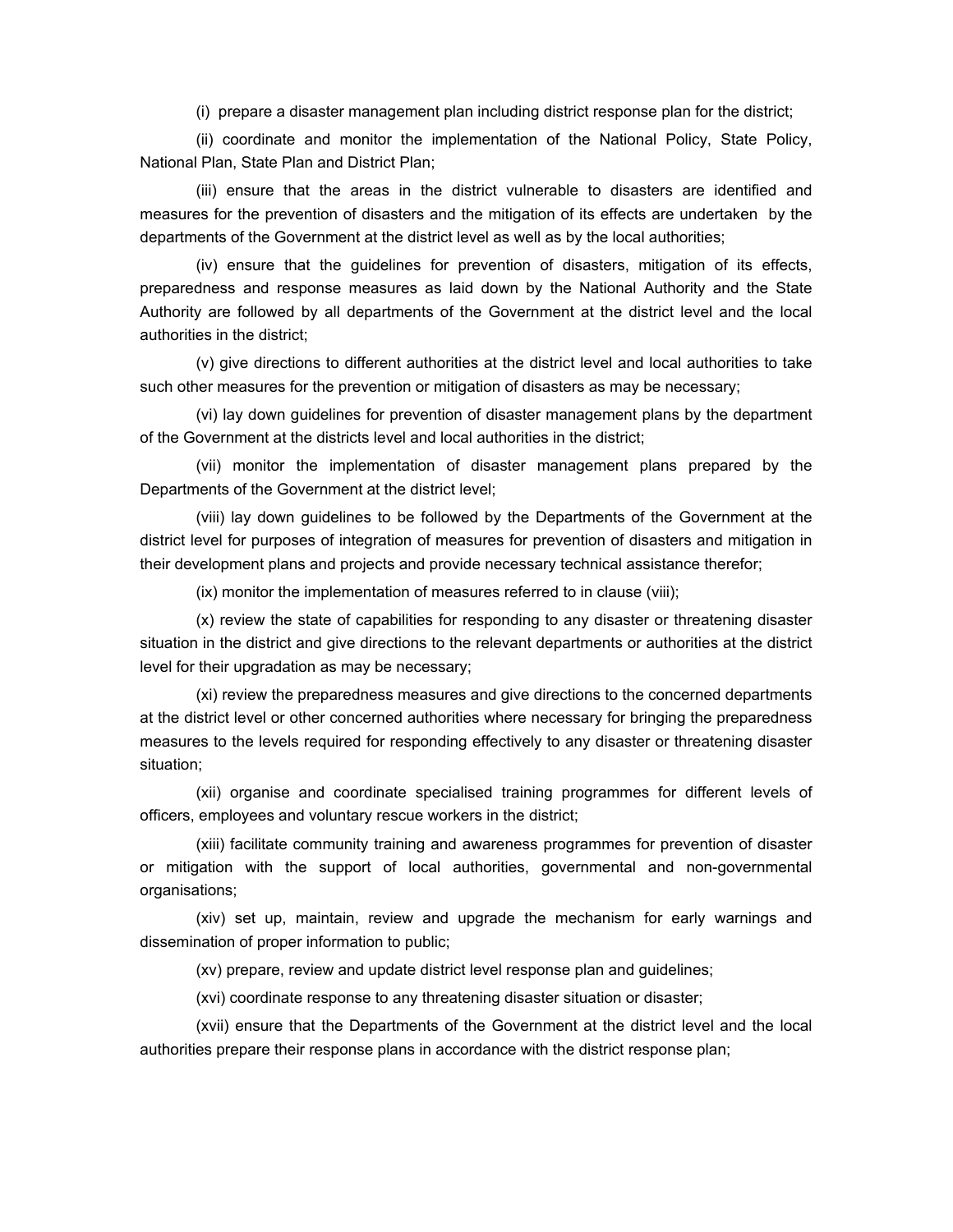(i) prepare a disaster management plan including district response plan for the district;

(ii) coordinate and monitor the implementation of the National Policy, State Policy, National Plan, State Plan and District Plan;

(iii) ensure that the areas in the district vulnerable to disasters are identified and measures for the prevention of disasters and the mitigation of its effects are undertaken by the departments of the Government at the district level as well as by the local authorities;

(iv) ensure that the guidelines for prevention of disasters, mitigation of its effects, preparedness and response measures as laid down by the National Authority and the State Authority are followed by all departments of the Government at the district level and the local authorities in the district;

(v) give directions to different authorities at the district level and local authorities to take such other measures for the prevention or mitigation of disasters as may be necessary;

(vi) lay down guidelines for prevention of disaster management plans by the department of the Government at the districts level and local authorities in the district;

(vii) monitor the implementation of disaster management plans prepared by the Departments of the Government at the district level;

(viii) lay down guidelines to be followed by the Departments of the Government at the district level for purposes of integration of measures for prevention of disasters and mitigation in their development plans and projects and provide necessary technical assistance therefor;

(ix) monitor the implementation of measures referred to in clause (viii);

(x) review the state of capabilities for responding to any disaster or threatening disaster situation in the district and give directions to the relevant departments or authorities at the district level for their upgradation as may be necessary;

(xi) review the preparedness measures and give directions to the concerned departments at the district level or other concerned authorities where necessary for bringing the preparedness measures to the levels required for responding effectively to any disaster or threatening disaster situation;

(xii) organise and coordinate specialised training programmes for different levels of officers, employees and voluntary rescue workers in the district;

(xiii) facilitate community training and awareness programmes for prevention of disaster or mitigation with the support of local authorities, governmental and non-governmental organisations;

(xiv) set up, maintain, review and upgrade the mechanism for early warnings and dissemination of proper information to public;

(xv) prepare, review and update district level response plan and guidelines;

(xvi) coordinate response to any threatening disaster situation or disaster;

(xvii) ensure that the Departments of the Government at the district level and the local authorities prepare their response plans in accordance with the district response plan;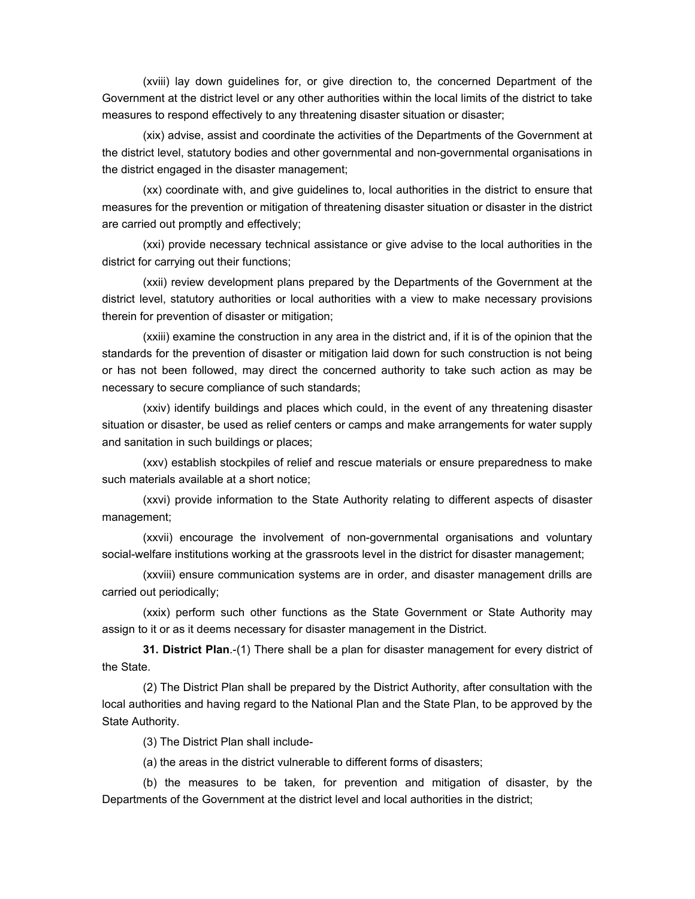(xviii) lay down guidelines for, or give direction to, the concerned Department of the Government at the district level or any other authorities within the local limits of the district to take measures to respond effectively to any threatening disaster situation or disaster;

(xix) advise, assist and coordinate the activities of the Departments of the Government at the district level, statutory bodies and other governmental and non-governmental organisations in the district engaged in the disaster management;

(xx) coordinate with, and give guidelines to, local authorities in the district to ensure that measures for the prevention or mitigation of threatening disaster situation or disaster in the district are carried out promptly and effectively;

(xxi) provide necessary technical assistance or give advise to the local authorities in the district for carrying out their functions;

(xxii) review development plans prepared by the Departments of the Government at the district level, statutory authorities or local authorities with a view to make necessary provisions therein for prevention of disaster or mitigation;

(xxiii) examine the construction in any area in the district and, if it is of the opinion that the standards for the prevention of disaster or mitigation laid down for such construction is not being or has not been followed, may direct the concerned authority to take such action as may be necessary to secure compliance of such standards;

(xxiv) identify buildings and places which could, in the event of any threatening disaster situation or disaster, be used as relief centers or camps and make arrangements for water supply and sanitation in such buildings or places;

(xxv) establish stockpiles of relief and rescue materials or ensure preparedness to make such materials available at a short notice;

(xxvi) provide information to the State Authority relating to different aspects of disaster management;

(xxvii) encourage the involvement of non-governmental organisations and voluntary social-welfare institutions working at the grassroots level in the district for disaster management;

(xxviii) ensure communication systems are in order, and disaster management drills are carried out periodically;

(xxix) perform such other functions as the State Government or State Authority may assign to it or as it deems necessary for disaster management in the District.

**31. District Plan**.-(1) There shall be a plan for disaster management for every district of the State.

(2) The District Plan shall be prepared by the District Authority, after consultation with the local authorities and having regard to the National Plan and the State Plan, to be approved by the State Authority.

(3) The District Plan shall include-

(a) the areas in the district vulnerable to different forms of disasters;

(b) the measures to be taken, for prevention and mitigation of disaster, by the Departments of the Government at the district level and local authorities in the district;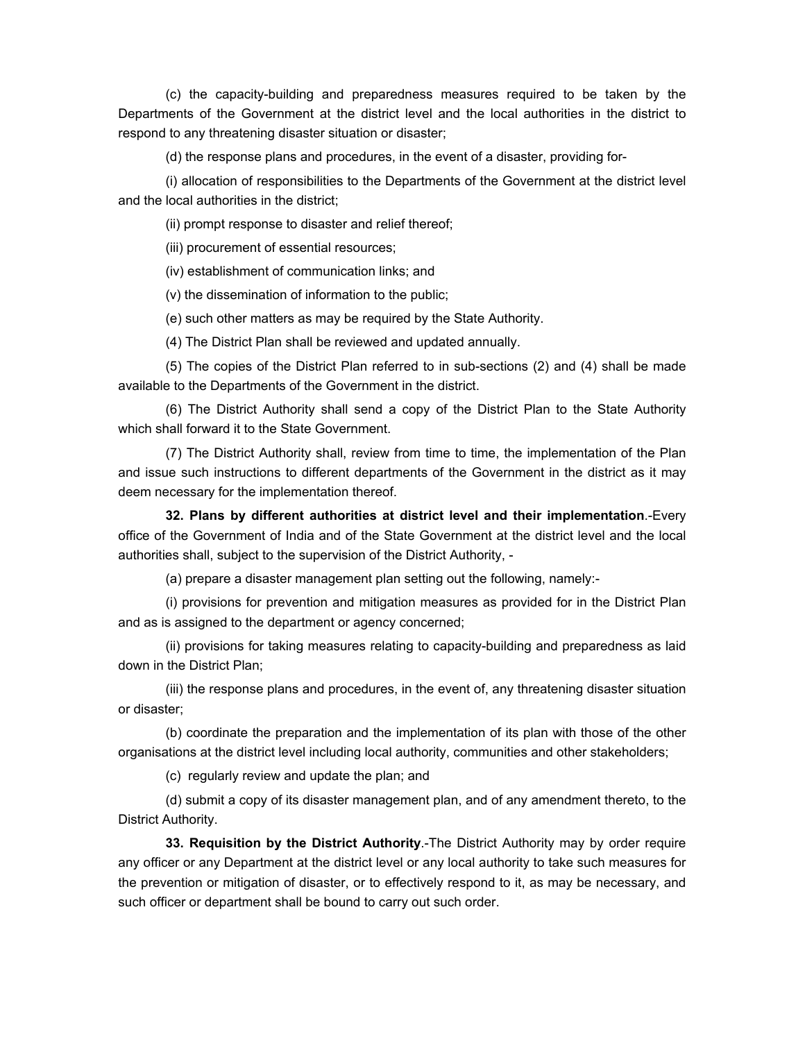(c) the capacity-building and preparedness measures required to be taken by the Departments of the Government at the district level and the local authorities in the district to respond to any threatening disaster situation or disaster;

(d) the response plans and procedures, in the event of a disaster, providing for-

(i) allocation of responsibilities to the Departments of the Government at the district level and the local authorities in the district;

(ii) prompt response to disaster and relief thereof;

(iii) procurement of essential resources;

(iv) establishment of communication links; and

(v) the dissemination of information to the public;

(e) such other matters as may be required by the State Authority.

(4) The District Plan shall be reviewed and updated annually.

(5) The copies of the District Plan referred to in sub-sections (2) and (4) shall be made available to the Departments of the Government in the district.

(6) The District Authority shall send a copy of the District Plan to the State Authority which shall forward it to the State Government.

(7) The District Authority shall, review from time to time, the implementation of the Plan and issue such instructions to different departments of the Government in the district as it may deem necessary for the implementation thereof.

**32. Plans by different authorities at district level and their implementation**.-Every office of the Government of India and of the State Government at the district level and the local authorities shall, subject to the supervision of the District Authority, -

(a) prepare a disaster management plan setting out the following, namely:-

(i) provisions for prevention and mitigation measures as provided for in the District Plan and as is assigned to the department or agency concerned;

(ii) provisions for taking measures relating to capacity-building and preparedness as laid down in the District Plan;

(iii) the response plans and procedures, in the event of, any threatening disaster situation or disaster;

(b) coordinate the preparation and the implementation of its plan with those of the other organisations at the district level including local authority, communities and other stakeholders;

(c) regularly review and update the plan; and

(d) submit a copy of its disaster management plan, and of any amendment thereto, to the District Authority.

**33. Requisition by the District Authority**.-The District Authority may by order require any officer or any Department at the district level or any local authority to take such measures for the prevention or mitigation of disaster, or to effectively respond to it, as may be necessary, and such officer or department shall be bound to carry out such order.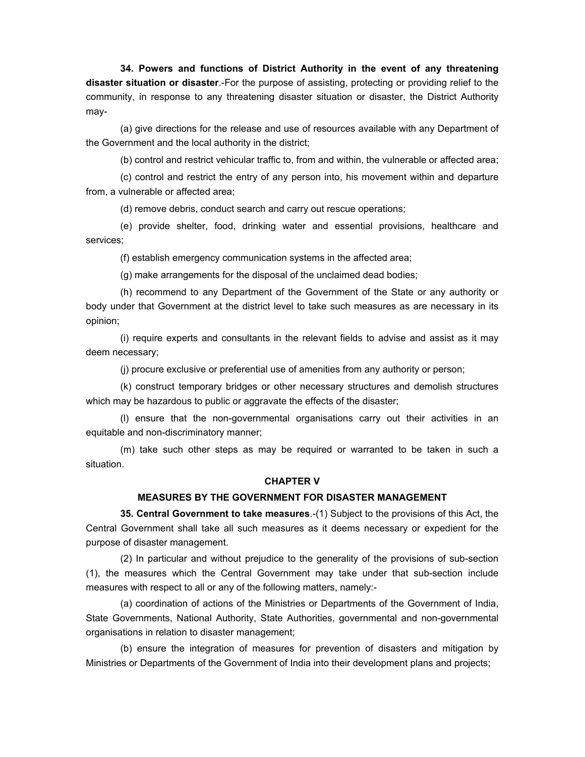**34. Powers and functions of District Authority in the event of any threatening disaster situation or disaster**.-For the purpose of assisting, protecting or providing relief to the community, in response to any threatening disaster situation or disaster, the District Authority may-

(a) give directions for the release and use of resources available with any Department of the Government and the local authority in the district;

(b) control and restrict vehicular traffic to, from and within, the vulnerable or affected area;

(c) control and restrict the entry of any person into, his movement within and departure from, a vulnerable or affected area;

(d) remove debris, conduct search and carry out rescue operations;

(e) provide shelter, food, drinking water and essential provisions, healthcare and services;

(f) establish emergency communication systems in the affected area;

(g) make arrangements for the disposal of the unclaimed dead bodies;

(h) recommend to any Department of the Government of the State or any authority or body under that Government at the district level to take such measures as are necessary in its opinion;

(i) require experts and consultants in the relevant fields to advise and assist as it may deem necessary;

(j) procure exclusive or preferential use of amenities from any authority or person;

(k) construct temporary bridges or other necessary structures and demolish structures which may be hazardous to public or aggravate the effects of the disaster;

(l) ensure that the non-governmental organisations carry out their activities in an equitable and non-discriminatory manner;

(m) take such other steps as may be required or warranted to be taken in such a situation.

## CHAPTER V

## MEASURES BY THE GOVERNMENT FOR DISASTER MANAGEMENT

**35. Central Government to take measures**.-(1) Subject to the provisions of this Act, the Central Government shall take all such measures as it deems necessary or expedient for the purpose of disaster management.

(2) In particular and without prejudice to the generality of the provisions of sub-section (1), the measures which the Central Government may take under that sub-section include measures with respect to all or any of the following matters, namely:-

(a) coordination of actions of the Ministries or Departments of the Government of India, State Governments, National Authority, State Authorities, governmental and non-governmental organisations in relation to disaster management;

(b) ensure the integration of measures for prevention of disasters and mitigation by Ministries or Departments of the Government of India into their development plans and projects;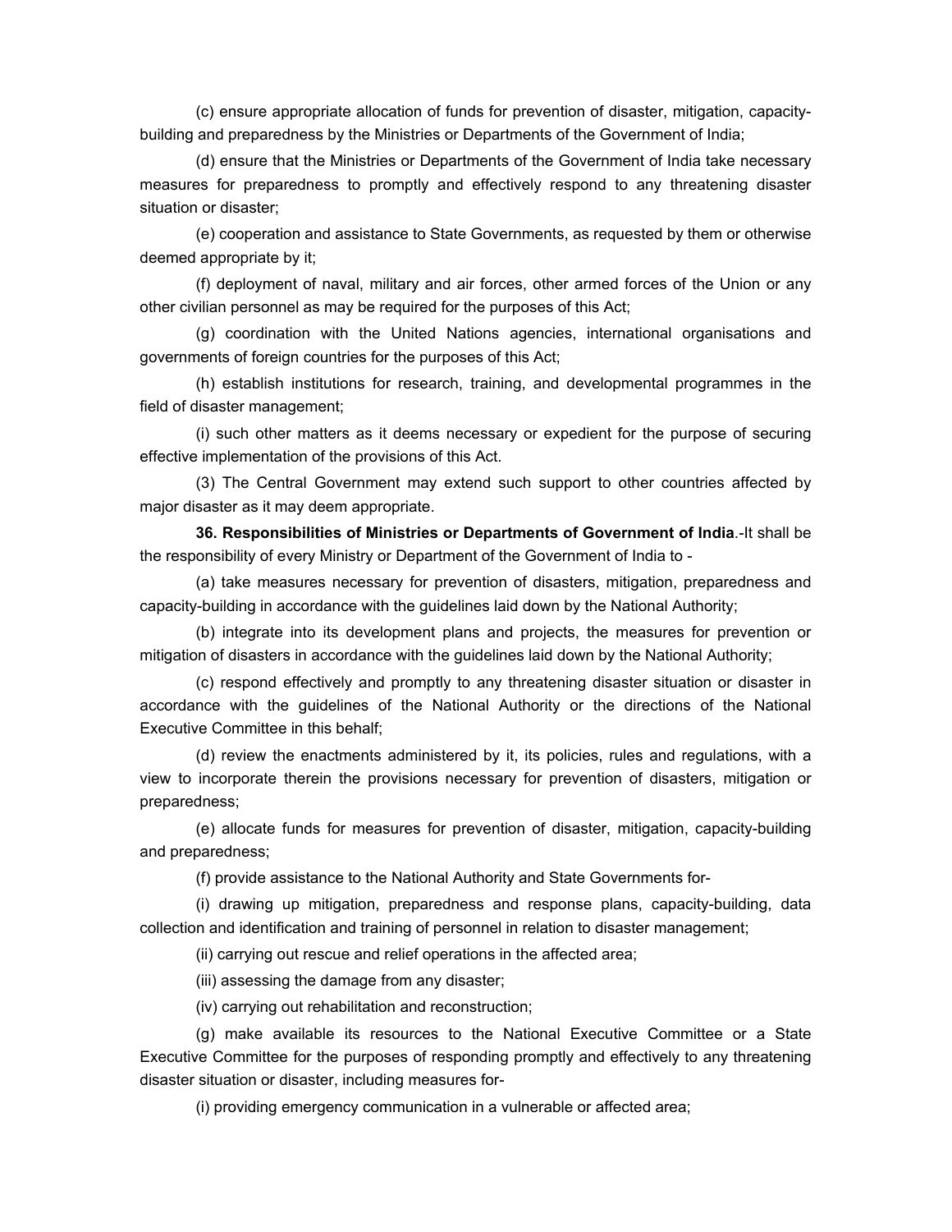(c) ensure appropriate allocation of funds for prevention of disaster, mitigation, capacity-building and preparedness by the Ministries or Departments of the Government of India;

(d) ensure that the Ministries or Departments of the Government of India take necessary measures for preparedness to promptly and effectively respond to any threatening disaster situation or disaster;

(e) cooperation and assistance to State Governments, as requested by them or otherwise deemed appropriate by it;

(f) deployment of naval, military and air forces, other armed forces of the Union or any other civilian personnel as may be required for the purposes of this Act;

(g) coordination with the United Nations agencies, international organisations and governments of foreign countries for the purposes of this Act;

(h) establish institutions for research, training, and developmental programmes in the field of disaster management;

(i) such other matters as it deems necessary or expedient for the purpose of securing effective implementation of the provisions of this Act.

(3) The Central Government may extend such support to other countries affected by major disaster as it may deem appropriate.

**36. Responsibilities of Ministries or Departments of Government of India**.-It shall be the responsibility of every Ministry or Department of the Government of India to -

(a) take measures necessary for prevention of disasters, mitigation, preparedness and capacity-building in accordance with the guidelines laid down by the National Authority;

(b) integrate into its development plans and projects, the measures for prevention or mitigation of disasters in accordance with the guidelines laid down by the National Authority;

(c) respond effectively and promptly to any threatening disaster situation or disaster in accordance with the guidelines of the National Authority or the directions of the National Executive Committee in this behalf;

(d) review the enactments administered by it, its policies, rules and regulations, with a view to incorporate therein the provisions necessary for prevention of disasters, mitigation or preparedness;

(e) allocate funds for measures for prevention of disaster, mitigation, capacity-building and preparedness;

(f) provide assistance to the National Authority and State Governments for-

(i) drawing up mitigation, preparedness and response plans, capacity-building, data collection and identification and training of personnel in relation to disaster management;

(ii) carrying out rescue and relief operations in the affected area;

(iii) assessing the damage from any disaster;

(iv) carrying out rehabilitation and reconstruction;

(g) make available its resources to the National Executive Committee or a State Executive Committee for the purposes of responding promptly and effectively to any threatening disaster situation or disaster, including measures for-

(i) providing emergency communication in a vulnerable or affected area;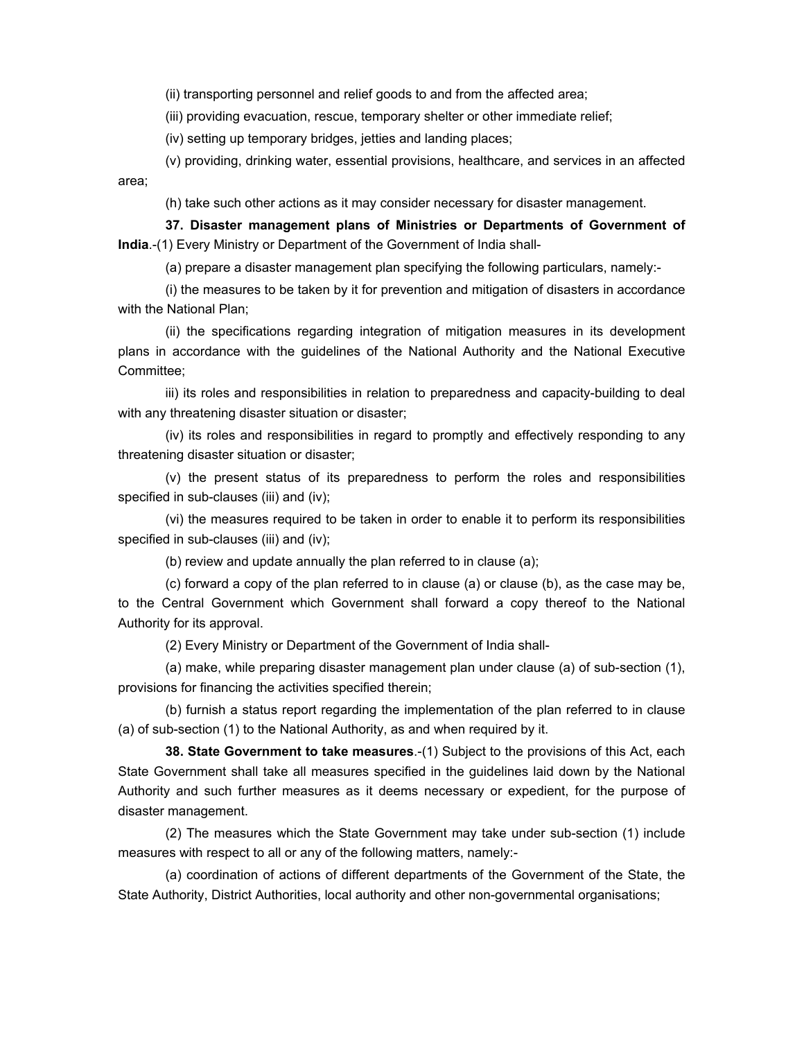(ii) transporting personnel and relief goods to and from the affected area;

(iii) providing evacuation, rescue, temporary shelter or other immediate relief;

(iv) setting up temporary bridges, jetties and landing places;

(v) providing, drinking water, essential provisions, healthcare, and services in an affected area;

(h) take such other actions as it may consider necessary for disaster management.

**37. Disaster management plans of Ministries or Departments of Government of India**.-(1) Every Ministry or Department of the Government of India shall-

(a) prepare a disaster management plan specifying the following particulars, namely:-

(i) the measures to be taken by it for prevention and mitigation of disasters in accordance with the National Plan;

(ii) the specifications regarding integration of mitigation measures in its development plans in accordance with the guidelines of the National Authority and the National Executive Committee;

iii) its roles and responsibilities in relation to preparedness and capacity-building to deal with any threatening disaster situation or disaster;

(iv) its roles and responsibilities in regard to promptly and effectively responding to any threatening disaster situation or disaster;

(v) the present status of its preparedness to perform the roles and responsibilities specified in sub-clauses (iii) and (iv);

(vi) the measures required to be taken in order to enable it to perform its responsibilities specified in sub-clauses (iii) and (iv);

(b) review and update annually the plan referred to in clause (a);

(c) forward a copy of the plan referred to in clause (a) or clause (b), as the case may be, to the Central Government which Government shall forward a copy thereof to the National Authority for its approval.

(2) Every Ministry or Department of the Government of India shall-

(a) make, while preparing disaster management plan under clause (a) of sub-section (1), provisions for financing the activities specified therein;

(b) furnish a status report regarding the implementation of the plan referred to in clause (a) of sub-section (1) to the National Authority, as and when required by it.

**38. State Government to take measures**.-(1) Subject to the provisions of this Act, each State Government shall take all measures specified in the guidelines laid down by the National Authority and such further measures as it deems necessary or expedient, for the purpose of disaster management.

(2) The measures which the State Government may take under sub-section (1) include measures with respect to all or any of the following matters, namely:-

(a) coordination of actions of different departments of the Government of the State, the State Authority, District Authorities, local authority and other non-governmental organisations;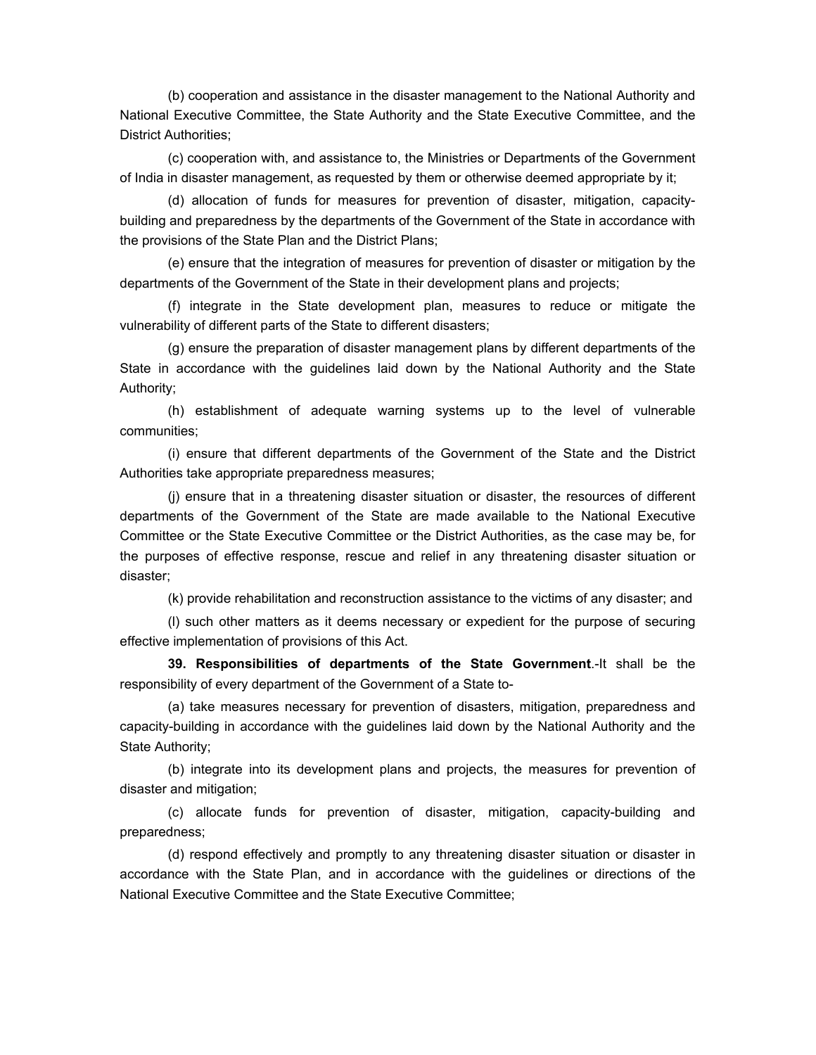(b) cooperation and assistance in the disaster management to the National Authority and National Executive Committee, the State Authority and the State Executive Committee, and the District Authorities;

(c) cooperation with, and assistance to, the Ministries or Departments of the Government of India in disaster management, as requested by them or otherwise deemed appropriate by it;

(d) allocation of funds for measures for prevention of disaster, mitigation, capacity-building and preparedness by the departments of the Government of the State in accordance with the provisions of the State Plan and the District Plans;

(e) ensure that the integration of measures for prevention of disaster or mitigation by the departments of the Government of the State in their development plans and projects;

(f) integrate in the State development plan, measures to reduce or mitigate the vulnerability of different parts of the State to different disasters;

(g) ensure the preparation of disaster management plans by different departments of the State in accordance with the guidelines laid down by the National Authority and the State Authority;

(h) establishment of adequate warning systems up to the level of vulnerable communities;

(i) ensure that different departments of the Government of the State and the District Authorities take appropriate preparedness measures;

(j) ensure that in a threatening disaster situation or disaster, the resources of different departments of the Government of the State are made available to the National Executive Committee or the State Executive Committee or the District Authorities, as the case may be, for the purposes of effective response, rescue and relief in any threatening disaster situation or disaster;

(k) provide rehabilitation and reconstruction assistance to the victims of any disaster; and

(l) such other matters as it deems necessary or expedient for the purpose of securing effective implementation of provisions of this Act.

**39. Responsibilities of departments of the State Government**.-It shall be the responsibility of every department of the Government of a State to-

(a) take measures necessary for prevention of disasters, mitigation, preparedness and capacity-building in accordance with the guidelines laid down by the National Authority and the State Authority;

(b) integrate into its development plans and projects, the measures for prevention of disaster and mitigation;

(c) allocate funds for prevention of disaster, mitigation, capacity-building and preparedness;

(d) respond effectively and promptly to any threatening disaster situation or disaster in accordance with the State Plan, and in accordance with the guidelines or directions of the National Executive Committee and the State Executive Committee;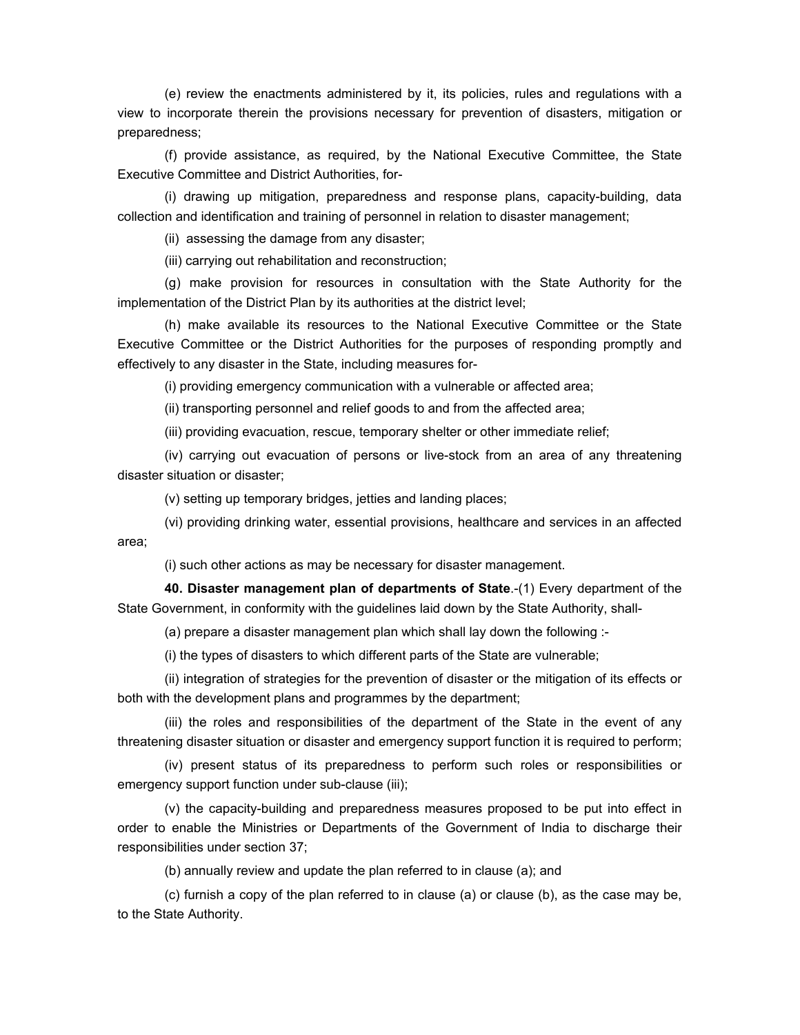(e) review the enactments administered by it, its policies, rules and regulations with a view to incorporate therein the provisions necessary for prevention of disasters, mitigation or preparedness;

(f) provide assistance, as required, by the National Executive Committee, the State Executive Committee and District Authorities, for-

(i) drawing up mitigation, preparedness and response plans, capacity-building, data collection and identification and training of personnel in relation to disaster management;

(ii) assessing the damage from any disaster;

(iii) carrying out rehabilitation and reconstruction;

(g) make provision for resources in consultation with the State Authority for the implementation of the District Plan by its authorities at the district level;

(h) make available its resources to the National Executive Committee or the State Executive Committee or the District Authorities for the purposes of responding promptly and effectively to any disaster in the State, including measures for-

(i) providing emergency communication with a vulnerable or affected area;

(ii) transporting personnel and relief goods to and from the affected area;

(iii) providing evacuation, rescue, temporary shelter or other immediate relief;

(iv) carrying out evacuation of persons or live-stock from an area of any threatening disaster situation or disaster;

(v) setting up temporary bridges, jetties and landing places;

(vi) providing drinking water, essential provisions, healthcare and services in an affected area;

(i) such other actions as may be necessary for disaster management.

**40. Disaster management plan of departments of State**.-(1) Every department of the State Government, in conformity with the guidelines laid down by the State Authority, shall-

(a) prepare a disaster management plan which shall lay down the following :-

(i) the types of disasters to which different parts of the State are vulnerable;

(ii) integration of strategies for the prevention of disaster or the mitigation of its effects or both with the development plans and programmes by the department;

(iii) the roles and responsibilities of the department of the State in the event of any threatening disaster situation or disaster and emergency support function it is required to perform;

(iv) present status of its preparedness to perform such roles or responsibilities or emergency support function under sub-clause (iii);

(v) the capacity-building and preparedness measures proposed to be put into effect in order to enable the Ministries or Departments of the Government of India to discharge their responsibilities under section 37;

(b) annually review and update the plan referred to in clause (a); and

(c) furnish a copy of the plan referred to in clause (a) or clause (b), as the case may be, to the State Authority.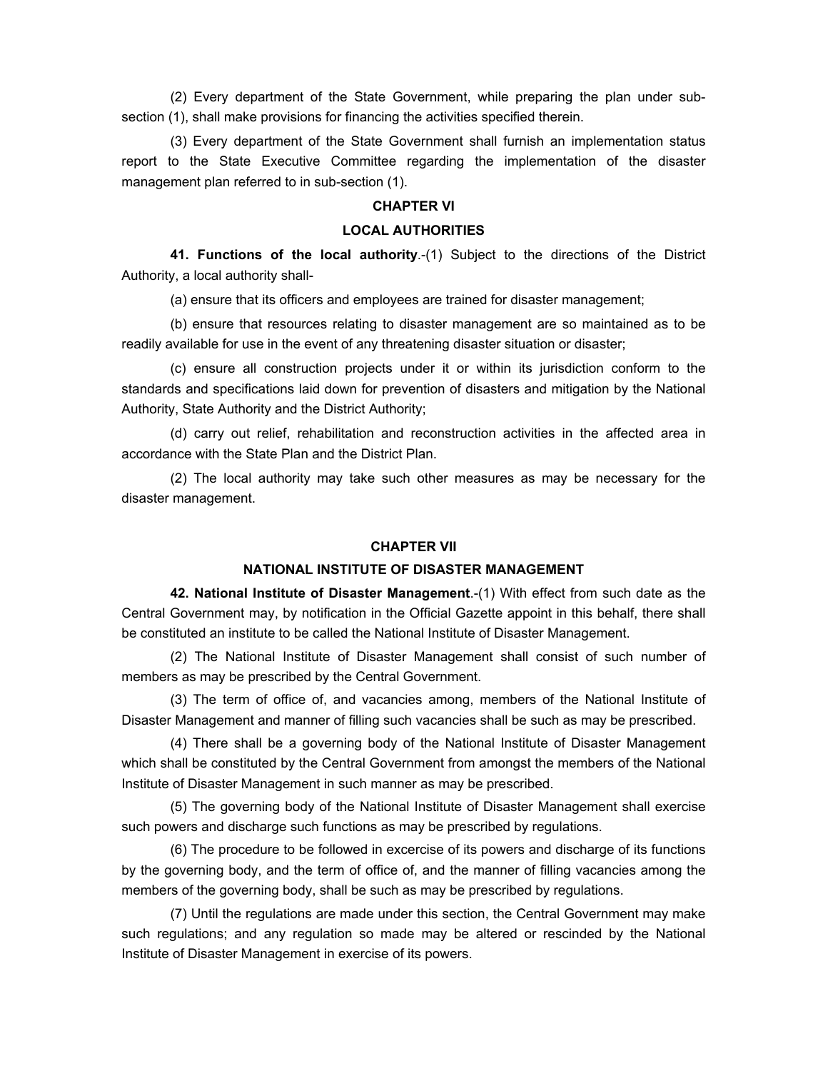(2) Every department of the State Government, while preparing the plan under sub-section (1), shall make provisions for financing the activities specified therein.

(3) Every department of the State Government shall furnish an implementation status report to the State Executive Committee regarding the implementation of the disaster management plan referred to in sub-section (1).

## CHAPTER VI

## LOCAL AUTHORITIES

**41. Functions of the local authority**.-(1) Subject to the directions of the District Authority, a local authority shall-

(a) ensure that its officers and employees are trained for disaster management;

(b) ensure that resources relating to disaster management are so maintained as to be readily available for use in the event of any threatening disaster situation or disaster;

(c) ensure all construction projects under it or within its jurisdiction conform to the standards and specifications laid down for prevention of disasters and mitigation by the National Authority, State Authority and the District Authority;

(d) carry out relief, rehabilitation and reconstruction activities in the affected area in accordance with the State Plan and the District Plan.

(2) The local authority may take such other measures as may be necessary for the disaster management.

## CHAPTER VII

## NATIONAL INSTITUTE OF DISASTER MANAGEMENT

**42. National Institute of Disaster Management**.-(1) With effect from such date as the Central Government may, by notification in the Official Gazette appoint in this behalf, there shall be constituted an institute to be called the National Institute of Disaster Management.

(2) The National Institute of Disaster Management shall consist of such number of members as may be prescribed by the Central Government.

(3) The term of office of, and vacancies among, members of the National Institute of Disaster Management and manner of filling such vacancies shall be such as may be prescribed.

(4) There shall be a governing body of the National Institute of Disaster Management which shall be constituted by the Central Government from amongst the members of the National Institute of Disaster Management in such manner as may be prescribed.

(5) The governing body of the National Institute of Disaster Management shall exercise such powers and discharge such functions as may be prescribed by regulations.

(6) The procedure to be followed in excercise of its powers and discharge of its functions by the governing body, and the term of office of, and the manner of filling vacancies among the members of the governing body, shall be such as may be prescribed by regulations.

(7) Until the regulations are made under this section, the Central Government may make such regulations; and any regulation so made may be altered or rescinded by the National Institute of Disaster Management in exercise of its powers.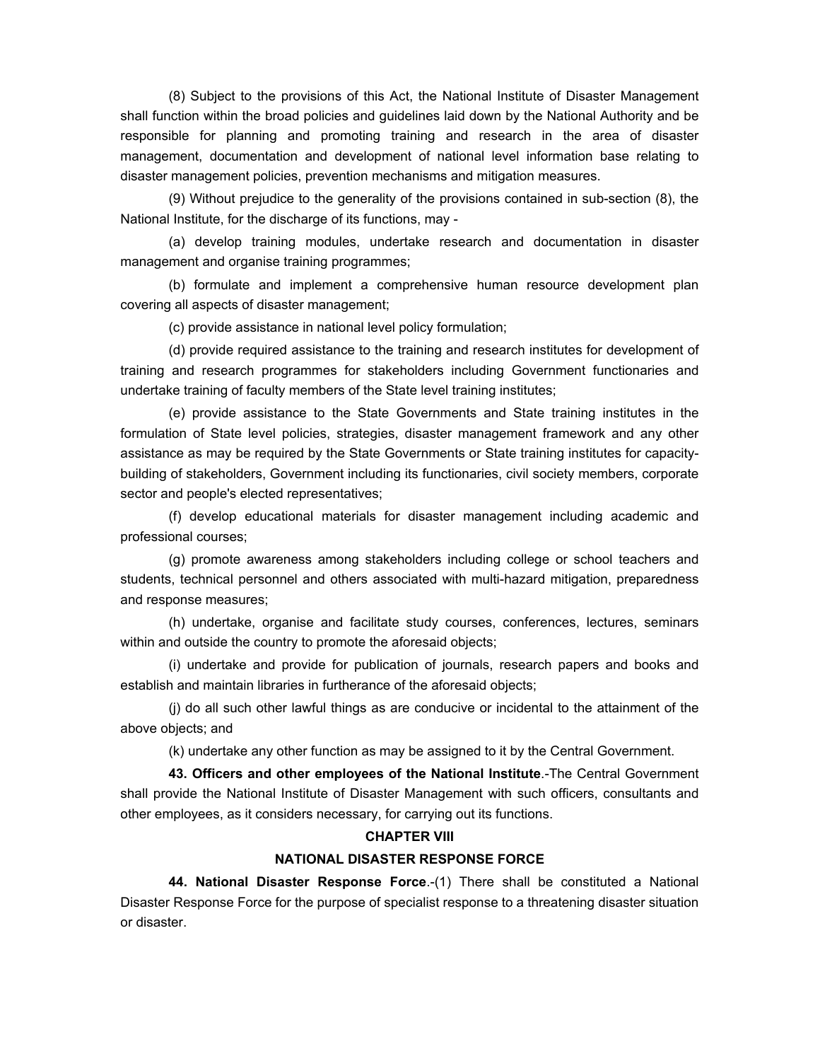(8) Subject to the provisions of this Act, the National Institute of Disaster Management shall function within the broad policies and guidelines laid down by the National Authority and be responsible for planning and promoting training and research in the area of disaster management, documentation and development of national level information base relating to disaster management policies, prevention mechanisms and mitigation measures.

(9) Without prejudice to the generality of the provisions contained in sub-section (8), the National Institute, for the discharge of its functions, may -

(a) develop training modules, undertake research and documentation in disaster management and organise training programmes;

(b) formulate and implement a comprehensive human resource development plan covering all aspects of disaster management;

(c) provide assistance in national level policy formulation;

(d) provide required assistance to the training and research institutes for development of training and research programmes for stakeholders including Government functionaries and undertake training of faculty members of the State level training institutes;

(e) provide assistance to the State Governments and State training institutes in the formulation of State level policies, strategies, disaster management framework and any other assistance as may be required by the State Governments or State training institutes for capacity-building of stakeholders, Government including its functionaries, civil society members, corporate sector and people's elected representatives;

(f) develop educational materials for disaster management including academic and professional courses;

(g) promote awareness among stakeholders including college or school teachers and students, technical personnel and others associated with multi-hazard mitigation, preparedness and response measures;

(h) undertake, organise and facilitate study courses, conferences, lectures, seminars within and outside the country to promote the aforesaid objects;

(i) undertake and provide for publication of journals, research papers and books and establish and maintain libraries in furtherance of the aforesaid objects;

(j) do all such other lawful things as are conducive or incidental to the attainment of the above objects; and

(k) undertake any other function as may be assigned to it by the Central Government.

**43. Officers and other employees of the National Institute**.-The Central Government shall provide the National Institute of Disaster Management with such officers, consultants and other employees, as it considers necessary, for carrying out its functions.

## CHAPTER VIII

## NATIONAL DISASTER RESPONSE FORCE

**44. National Disaster Response Force**.-(1) There shall be constituted a National Disaster Response Force for the purpose of specialist response to a threatening disaster situation or disaster.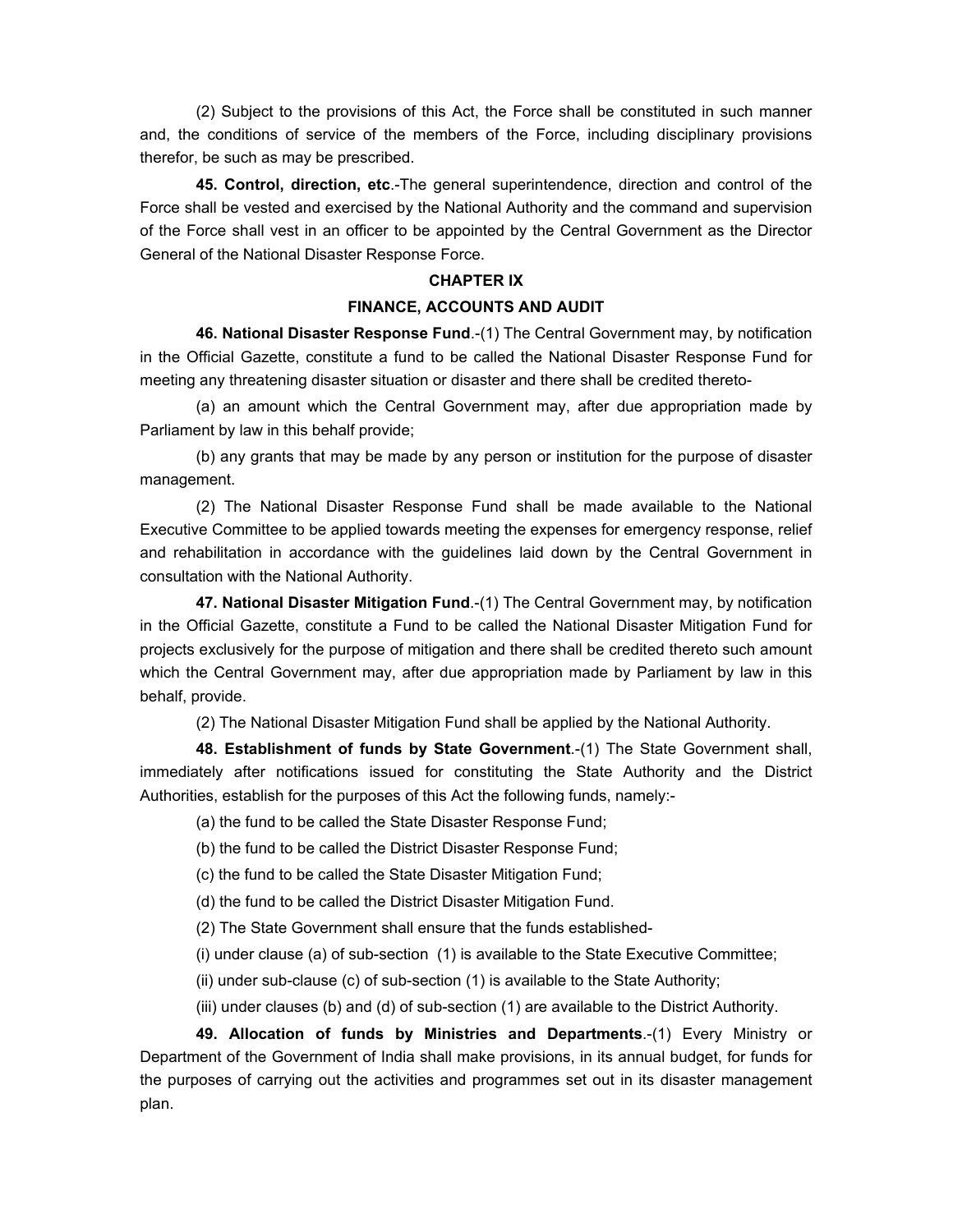(2) Subject to the provisions of this Act, the Force shall be constituted in such manner and, the conditions of service of the members of the Force, including disciplinary provisions therefor, be such as may be prescribed.

**45. Control, direction, etc**.-The general superintendence, direction and control of the Force shall be vested and exercised by the National Authority and the command and supervision of the Force shall vest in an officer to be appointed by the Central Government as the Director General of the National Disaster Response Force.

## CHAPTER IX

## FINANCE, ACCOUNTS AND AUDIT

**46. National Disaster Response Fund**.-(1) The Central Government may, by notification in the Official Gazette, constitute a fund to be called the National Disaster Response Fund for meeting any threatening disaster situation or disaster and there shall be credited thereto-

(a) an amount which the Central Government may, after due appropriation made by Parliament by law in this behalf provide;

(b) any grants that may be made by any person or institution for the purpose of disaster management.

(2) The National Disaster Response Fund shall be made available to the National Executive Committee to be applied towards meeting the expenses for emergency response, relief and rehabilitation in accordance with the guidelines laid down by the Central Government in consultation with the National Authority.

**47. National Disaster Mitigation Fund**.-(1) The Central Government may, by notification in the Official Gazette, constitute a Fund to be called the National Disaster Mitigation Fund for projects exclusively for the purpose of mitigation and there shall be credited thereto such amount which the Central Government may, after due appropriation made by Parliament by law in this behalf, provide.

(2) The National Disaster Mitigation Fund shall be applied by the National Authority.

**48. Establishment of funds by State Government**.-(1) The State Government shall, immediately after notifications issued for constituting the State Authority and the District Authorities, establish for the purposes of this Act the following funds, namely:-

(a) the fund to be called the State Disaster Response Fund;

(b) the fund to be called the District Disaster Response Fund;

(c) the fund to be called the State Disaster Mitigation Fund;

(d) the fund to be called the District Disaster Mitigation Fund.

(2) The State Government shall ensure that the funds established-

(i) under clause (a) of sub-section (1) is available to the State Executive Committee;

(ii) under sub-clause (c) of sub-section (1) is available to the State Authority;

(iii) under clauses (b) and (d) of sub-section (1) are available to the District Authority.

**49. Allocation of funds by Ministries and Departments**.-(1) Every Ministry or Department of the Government of India shall make provisions, in its annual budget, for funds for the purposes of carrying out the activities and programmes set out in its disaster management plan.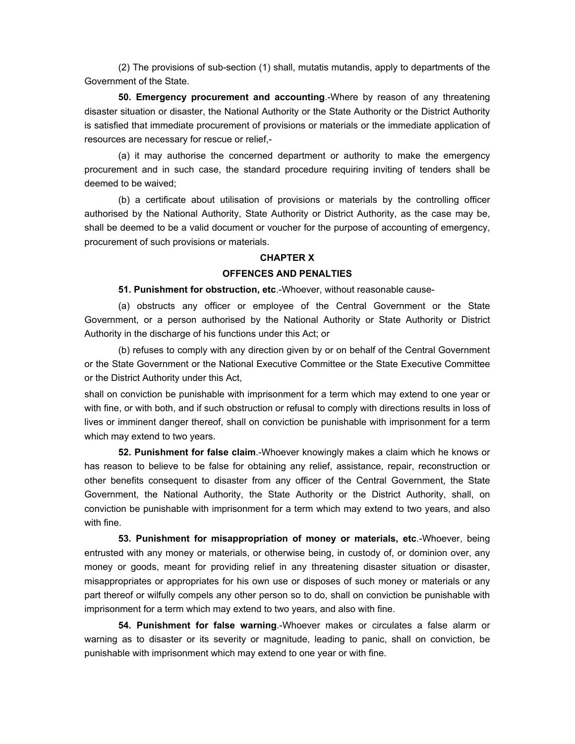(2) The provisions of sub-section (1) shall, mutatis mutandis, apply to departments of the Government of the State.

**50. Emergency procurement and accounting**.-Where by reason of any threatening disaster situation or disaster, the National Authority or the State Authority or the District Authority is satisfied that immediate procurement of provisions or materials or the immediate application of resources are necessary for rescue or relief,-

(a) it may authorise the concerned department or authority to make the emergency procurement and in such case, the standard procedure requiring inviting of tenders shall be deemed to be waived;

(b) a certificate about utilisation of provisions or materials by the controlling officer authorised by the National Authority, State Authority or District Authority, as the case may be, shall be deemed to be a valid document or voucher for the purpose of accounting of emergency, procurement of such provisions or materials.

## CHAPTER X

## OFFENCES AND PENALTIES

**51. Punishment for obstruction, etc**.-Whoever, without reasonable cause-

(a) obstructs any officer or employee of the Central Government or the State Government, or a person authorised by the National Authority or State Authority or District Authority in the discharge of his functions under this Act; or

(b) refuses to comply with any direction given by or on behalf of the Central Government or the State Government or the National Executive Committee or the State Executive Committee or the District Authority under this Act,

shall on conviction be punishable with imprisonment for a term which may extend to one year or with fine, or with both, and if such obstruction or refusal to comply with directions results in loss of lives or imminent danger thereof, shall on conviction be punishable with imprisonment for a term which may extend to two years.

**52. Punishment for false claim**.-Whoever knowingly makes a claim which he knows or has reason to believe to be false for obtaining any relief, assistance, repair, reconstruction or other benefits consequent to disaster from any officer of the Central Government, the State Government, the National Authority, the State Authority or the District Authority, shall, on conviction be punishable with imprisonment for a term which may extend to two years, and also with fine.

**53. Punishment for misappropriation of money or materials, etc**.-Whoever, being entrusted with any money or materials, or otherwise being, in custody of, or dominion over, any money or goods, meant for providing relief in any threatening disaster situation or disaster, misappropriates or appropriates for his own use or disposes of such money or materials or any part thereof or wilfully compels any other person so to do, shall on conviction be punishable with imprisonment for a term which may extend to two years, and also with fine.

**54. Punishment for false warning**.-Whoever makes or circulates a false alarm or warning as to disaster or its severity or magnitude, leading to panic, shall on conviction, be punishable with imprisonment which may extend to one year or with fine.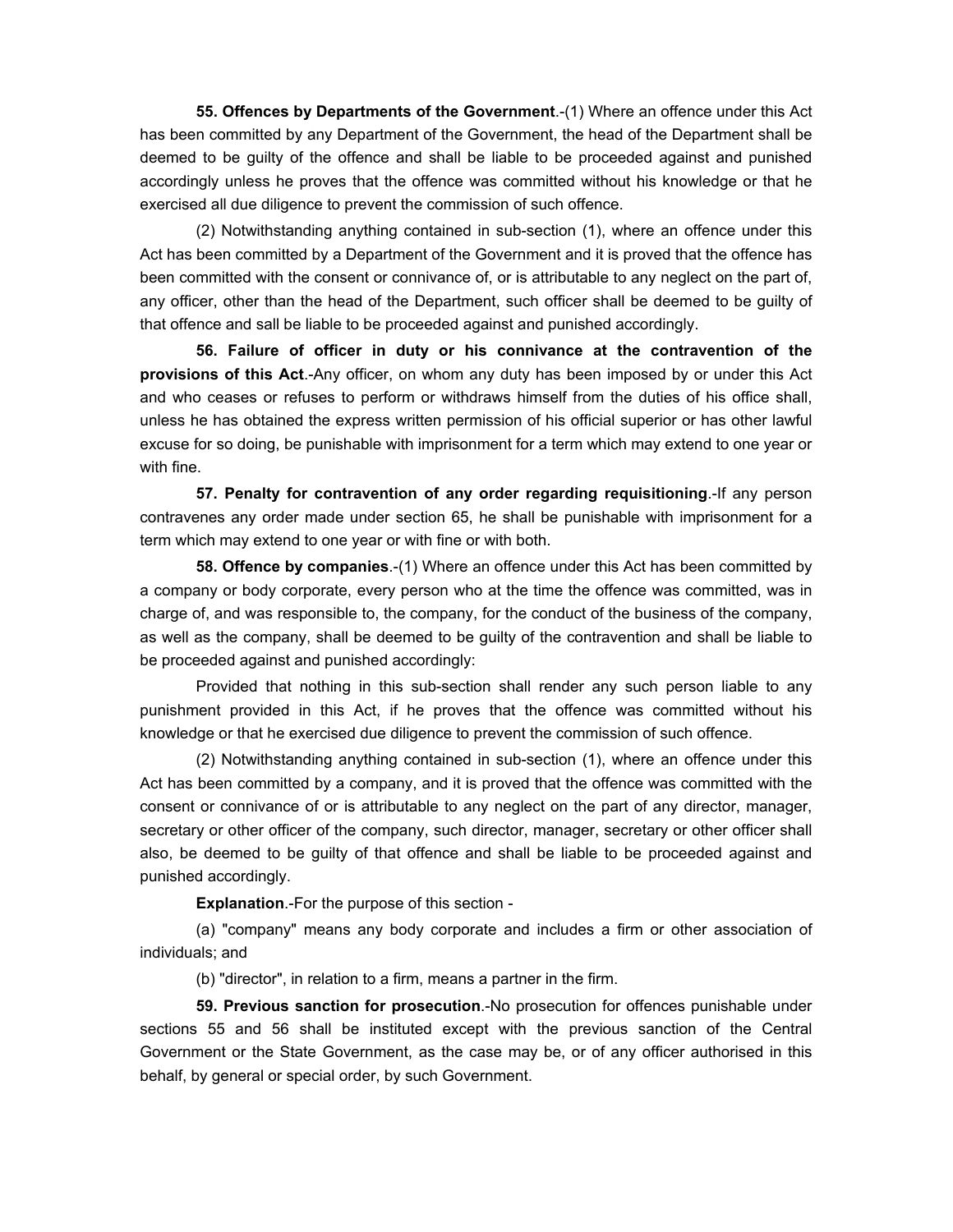**55. Offences by Departments of the Government**.-(1) Where an offence under this Act has been committed by any Department of the Government, the head of the Department shall be deemed to be guilty of the offence and shall be liable to be proceeded against and punished accordingly unless he proves that the offence was committed without his knowledge or that he exercised all due diligence to prevent the commission of such offence.

(2) Notwithstanding anything contained in sub-section (1), where an offence under this Act has been committed by a Department of the Government and it is proved that the offence has been committed with the consent or connivance of, or is attributable to any neglect on the part of, any officer, other than the head of the Department, such officer shall be deemed to be guilty of that offence and sall be liable to be proceeded against and punished accordingly.

**56. Failure of officer in duty or his connivance at the contravention of the provisions of this Act**.-Any officer, on whom any duty has been imposed by or under this Act and who ceases or refuses to perform or withdraws himself from the duties of his office shall, unless he has obtained the express written permission of his official superior or has other lawful excuse for so doing, be punishable with imprisonment for a term which may extend to one year or with fine.

**57. Penalty for contravention of any order regarding requisitioning**.-If any person contravenes any order made under section 65, he shall be punishable with imprisonment for a term which may extend to one year or with fine or with both.

**58. Offence by companies**.-(1) Where an offence under this Act has been committed by a company or body corporate, every person who at the time the offence was committed, was in charge of, and was responsible to, the company, for the conduct of the business of the company, as well as the company, shall be deemed to be guilty of the contravention and shall be liable to be proceeded against and punished accordingly:

Provided that nothing in this sub-section shall render any such person liable to any punishment provided in this Act, if he proves that the offence was committed without his knowledge or that he exercised due diligence to prevent the commission of such offence.

(2) Notwithstanding anything contained in sub-section (1), where an offence under this Act has been committed by a company, and it is proved that the offence was committed with the consent or connivance of or is attributable to any neglect on the part of any director, manager, secretary or other officer of the company, such director, manager, secretary or other officer shall also, be deemed to be guilty of that offence and shall be liable to be proceeded against and punished accordingly.

**Explanation**.-For the purpose of this section -

(a) "company" means any body corporate and includes a firm or other association of individuals; and

(b) "director", in relation to a firm, means a partner in the firm.

**59. Previous sanction for prosecution**.-No prosecution for offences punishable under sections 55 and 56 shall be instituted except with the previous sanction of the Central Government or the State Government, as the case may be, or of any officer authorised in this behalf, by general or special order, by such Government.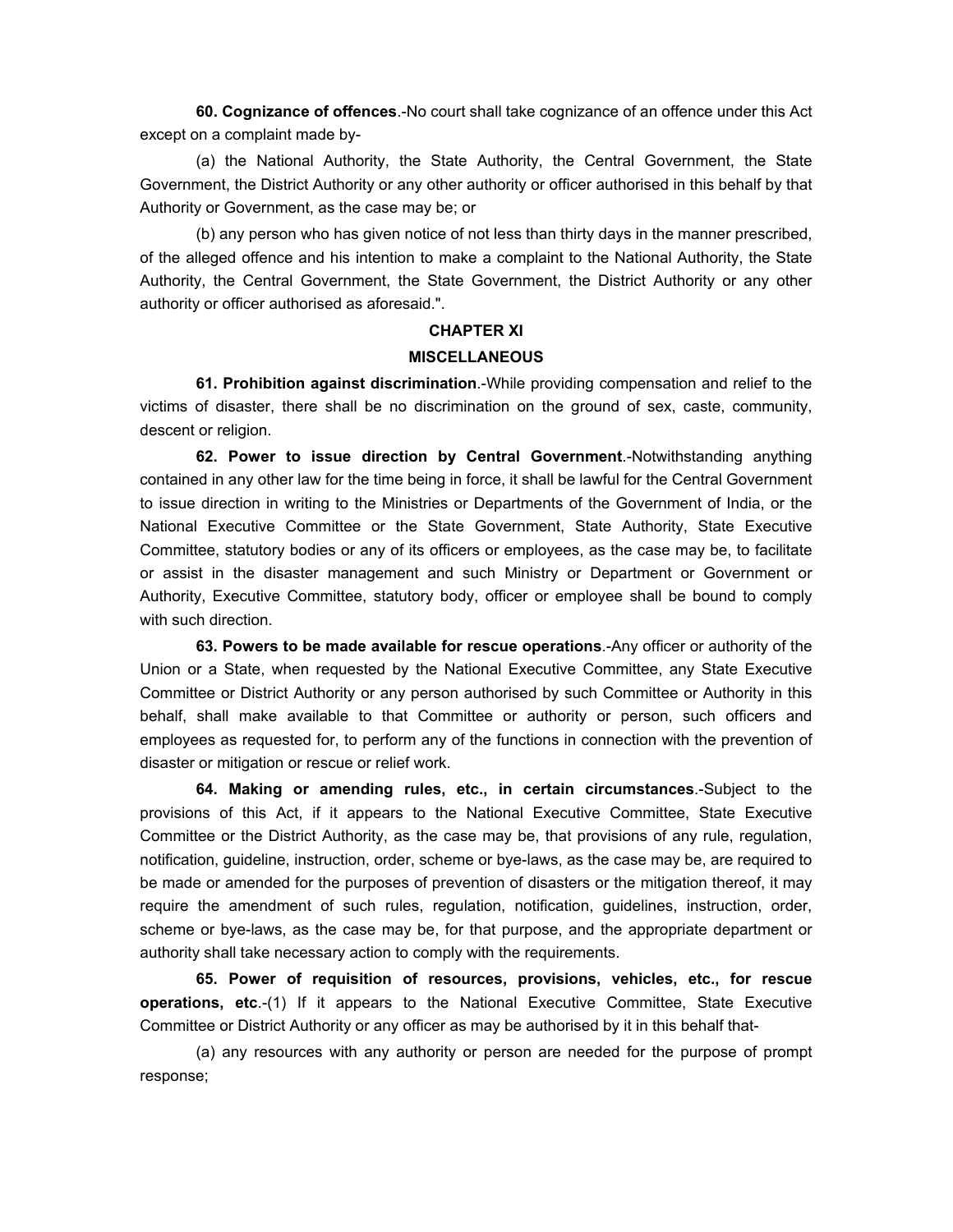**60. Cognizance of offences**.-No court shall take cognizance of an offence under this Act except on a complaint made by-

(a) the National Authority, the State Authority, the Central Government, the State Government, the District Authority or any other authority or officer authorised in this behalf by that Authority or Government, as the case may be; or

(b) any person who has given notice of not less than thirty days in the manner prescribed, of the alleged offence and his intention to make a complaint to the National Authority, the State Authority, the Central Government, the State Government, the District Authority or any other authority or officer authorised as aforesaid.".

## CHAPTER XI

## MISCELLANEOUS

**61. Prohibition against discrimination**.-While providing compensation and relief to the victims of disaster, there shall be no discrimination on the ground of sex, caste, community, descent or religion.

**62. Power to issue direction by Central Government**.-Notwithstanding anything contained in any other law for the time being in force, it shall be lawful for the Central Government to issue direction in writing to the Ministries or Departments of the Government of India, or the National Executive Committee or the State Government, State Authority, State Executive Committee, statutory bodies or any of its officers or employees, as the case may be, to facilitate or assist in the disaster management and such Ministry or Department or Government or Authority, Executive Committee, statutory body, officer or employee shall be bound to comply with such direction.

**63. Powers to be made available for rescue operations**.-Any officer or authority of the Union or a State, when requested by the National Executive Committee, any State Executive Committee or District Authority or any person authorised by such Committee or Authority in this behalf, shall make available to that Committee or authority or person, such officers and employees as requested for, to perform any of the functions in connection with the prevention of disaster or mitigation or rescue or relief work.

**64. Making or amending rules, etc., in certain circumstances**.-Subject to the provisions of this Act, if it appears to the National Executive Committee, State Executive Committee or the District Authority, as the case may be, that provisions of any rule, regulation, notification, guideline, instruction, order, scheme or bye-laws, as the case may be, are required to be made or amended for the purposes of prevention of disasters or the mitigation thereof, it may require the amendment of such rules, regulation, notification, guidelines, instruction, order, scheme or bye-laws, as the case may be, for that purpose, and the appropriate department or authority shall take necessary action to comply with the requirements.

**65. Power of requisition of resources, provisions, vehicles, etc., for rescue operations, etc**.-(1) If it appears to the National Executive Committee, State Executive Committee or District Authority or any officer as may be authorised by it in this behalf that-

(a) any resources with any authority or person are needed for the purpose of prompt response;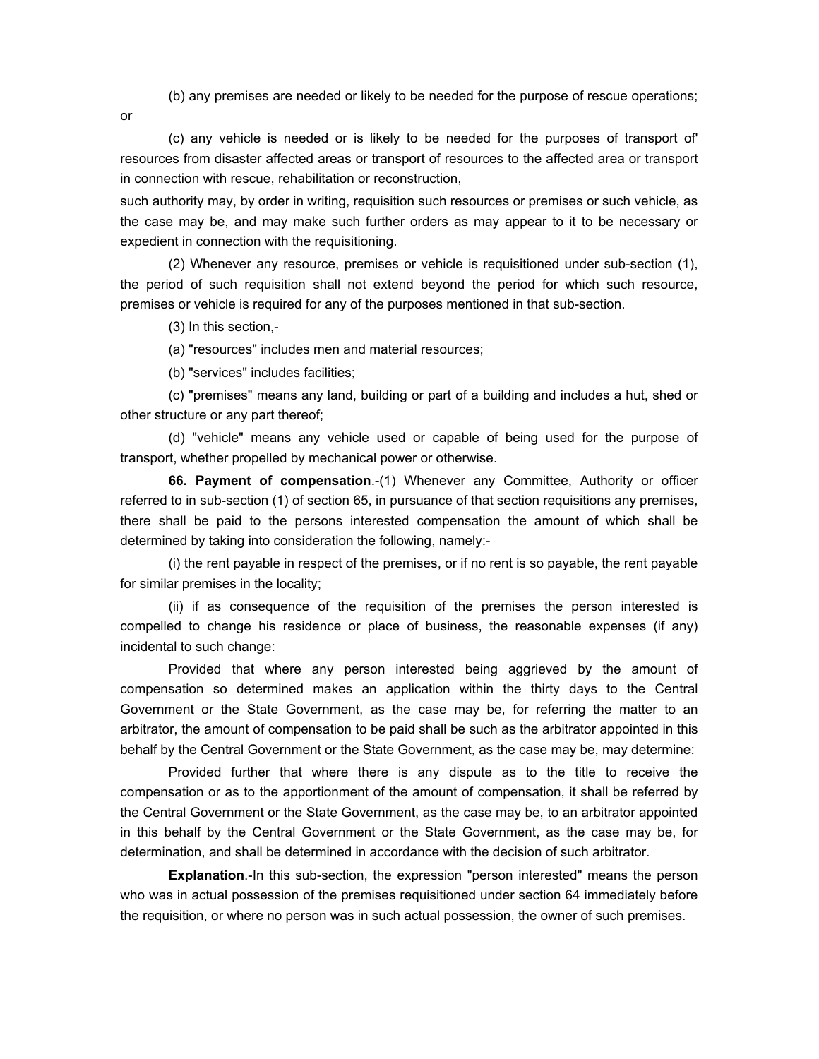(b) any premises are needed or likely to be needed for the purpose of rescue operations; or

(c) any vehicle is needed or is likely to be needed for the purposes of transport of' resources from disaster affected areas or transport of resources to the affected area or transport in connection with rescue, rehabilitation or reconstruction,

such authority may, by order in writing, requisition such resources or premises or such vehicle, as the case may be, and may make such further orders as may appear to it to be necessary or expedient in connection with the requisitioning.

(2) Whenever any resource, premises or vehicle is requisitioned under sub-section (1), the period of such requisition shall not extend beyond the period for which such resource, premises or vehicle is required for any of the purposes mentioned in that sub-section.

(3) In this section,-

(a) "resources" includes men and material resources;

(b) "services" includes facilities;

(c) "premises" means any land, building or part of a building and includes a hut, shed or other structure or any part thereof;

(d) "vehicle" means any vehicle used or capable of being used for the purpose of transport, whether propelled by mechanical power or otherwise.

**66. Payment of compensation**.-(1) Whenever any Committee, Authority or officer referred to in sub-section (1) of section 65, in pursuance of that section requisitions any premises, there shall be paid to the persons interested compensation the amount of which shall be determined by taking into consideration the following, namely:-

(i) the rent payable in respect of the premises, or if no rent is so payable, the rent payable for similar premises in the locality;

(ii) if as consequence of the requisition of the premises the person interested is compelled to change his residence or place of business, the reasonable expenses (if any) incidental to such change:

Provided that where any person interested being aggrieved by the amount of compensation so determined makes an application within the thirty days to the Central Government or the State Government, as the case may be, for referring the matter to an arbitrator, the amount of compensation to be paid shall be such as the arbitrator appointed in this behalf by the Central Government or the State Government, as the case may be, may determine:

Provided further that where there is any dispute as to the title to receive the compensation or as to the apportionment of the amount of compensation, it shall be referred by the Central Government or the State Government, as the case may be, to an arbitrator appointed in this behalf by the Central Government or the State Government, as the case may be, for determination, and shall be determined in accordance with the decision of such arbitrator.

**Explanation**.-In this sub-section, the expression "person interested" means the person who was in actual possession of the premises requisitioned under section 64 immediately before the requisition, or where no person was in such actual possession, the owner of such premises.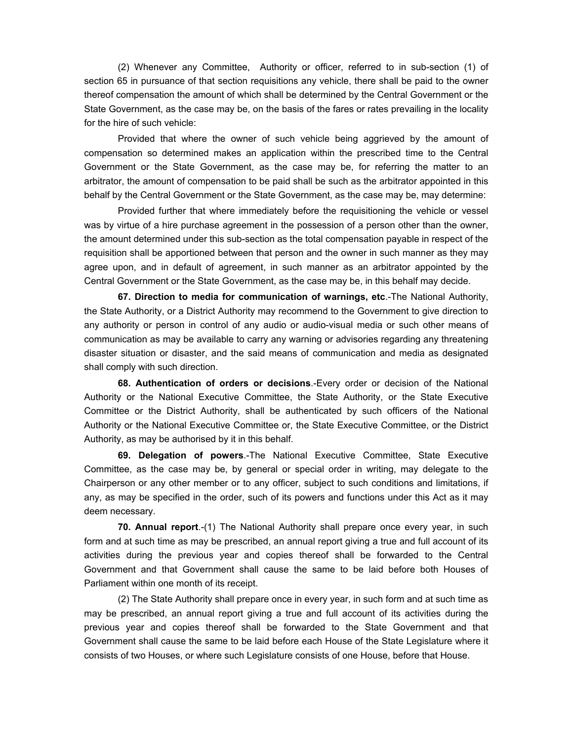(2) Whenever any Committee, Authority or officer, referred to in sub-section (1) of section 65 in pursuance of that section requisitions any vehicle, there shall be paid to the owner thereof compensation the amount of which shall be determined by the Central Government or the State Government, as the case may be, on the basis of the fares or rates prevailing in the locality for the hire of such vehicle:

Provided that where the owner of such vehicle being aggrieved by the amount of compensation so determined makes an application within the prescribed time to the Central Government or the State Government, as the case may be, for referring the matter to an arbitrator, the amount of compensation to be paid shall be such as the arbitrator appointed in this behalf by the Central Government or the State Government, as the case may be, may determine:

Provided further that where immediately before the requisitioning the vehicle or vessel was by virtue of a hire purchase agreement in the possession of a person other than the owner, the amount determined under this sub-section as the total compensation payable in respect of the requisition shall be apportioned between that person and the owner in such manner as they may agree upon, and in default of agreement, in such manner as an arbitrator appointed by the Central Government or the State Government, as the case may be, in this behalf may decide.

**67. Direction to media for communication of warnings, etc**.-The National Authority, the State Authority, or a District Authority may recommend to the Government to give direction to any authority or person in control of any audio or audio-visual media or such other means of communication as may be available to carry any warning or advisories regarding any threatening disaster situation or disaster, and the said means of communication and media as designated shall comply with such direction.

**68. Authentication of orders or decisions**.-Every order or decision of the National Authority or the National Executive Committee, the State Authority, or the State Executive Committee or the District Authority, shall be authenticated by such officers of the National Authority or the National Executive Committee or, the State Executive Committee, or the District Authority, as may be authorised by it in this behalf.

**69. Delegation of powers**.-The National Executive Committee, State Executive Committee, as the case may be, by general or special order in writing, may delegate to the Chairperson or any other member or to any officer, subject to such conditions and limitations, if any, as may be specified in the order, such of its powers and functions under this Act as it may deem necessary.

**70. Annual report**.-(1) The National Authority shall prepare once every year, in such form and at such time as may be prescribed, an annual report giving a true and full account of its activities during the previous year and copies thereof shall be forwarded to the Central Government and that Government shall cause the same to be laid before both Houses of Parliament within one month of its receipt.

(2) The State Authority shall prepare once in every year, in such form and at such time as may be prescribed, an annual report giving a true and full account of its activities during the previous year and copies thereof shall be forwarded to the State Government and that Government shall cause the same to be laid before each House of the State Legislature where it consists of two Houses, or where such Legislature consists of one House, before that House.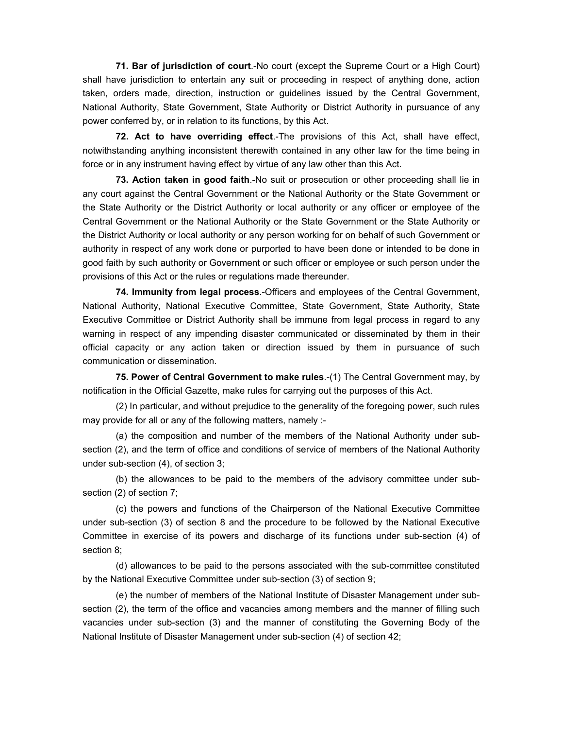**71. Bar of jurisdiction of court**.-No court (except the Supreme Court or a High Court) shall have jurisdiction to entertain any suit or proceeding in respect of anything done, action taken, orders made, direction, instruction or guidelines issued by the Central Government, National Authority, State Government, State Authority or District Authority in pursuance of any power conferred by, or in relation to its functions, by this Act.

**72. Act to have overriding effect**.-The provisions of this Act, shall have effect, notwithstanding anything inconsistent therewith contained in any other law for the time being in force or in any instrument having effect by virtue of any law other than this Act.

**73. Action taken in good faith**.-No suit or prosecution or other proceeding shall lie in any court against the Central Government or the National Authority or the State Government or the State Authority or the District Authority or local authority or any officer or employee of the Central Government or the National Authority or the State Government or the State Authority or the District Authority or local authority or any person working for on behalf of such Government or authority in respect of any work done or purported to have been done or intended to be done in good faith by such authority or Government or such officer or employee or such person under the provisions of this Act or the rules or regulations made thereunder.

**74. Immunity from legal process**.-Officers and employees of the Central Government, National Authority, National Executive Committee, State Government, State Authority, State Executive Committee or District Authority shall be immune from legal process in regard to any warning in respect of any impending disaster communicated or disseminated by them in their official capacity or any action taken or direction issued by them in pursuance of such communication or dissemination.

**75. Power of Central Government to make rules**.-(1) The Central Government may, by notification in the Official Gazette, make rules for carrying out the purposes of this Act.

(2) In particular, and without prejudice to the generality of the foregoing power, such rules may provide for all or any of the following matters, namely :-

(a) the composition and number of the members of the National Authority under sub-section (2), and the term of office and conditions of service of members of the National Authority under sub-section (4), of section 3;

(b) the allowances to be paid to the members of the advisory committee under sub-section (2) of section 7;

(c) the powers and functions of the Chairperson of the National Executive Committee under sub-section (3) of section 8 and the procedure to be followed by the National Executive Committee in exercise of its powers and discharge of its functions under sub-section (4) of section 8;

(d) allowances to be paid to the persons associated with the sub-committee constituted by the National Executive Committee under sub-section (3) of section 9;

(e) the number of members of the National Institute of Disaster Management under sub-section (2), the term of the office and vacancies among members and the manner of filling such vacancies under sub-section (3) and the manner of constituting the Governing Body of the National Institute of Disaster Management under sub-section (4) of section 42;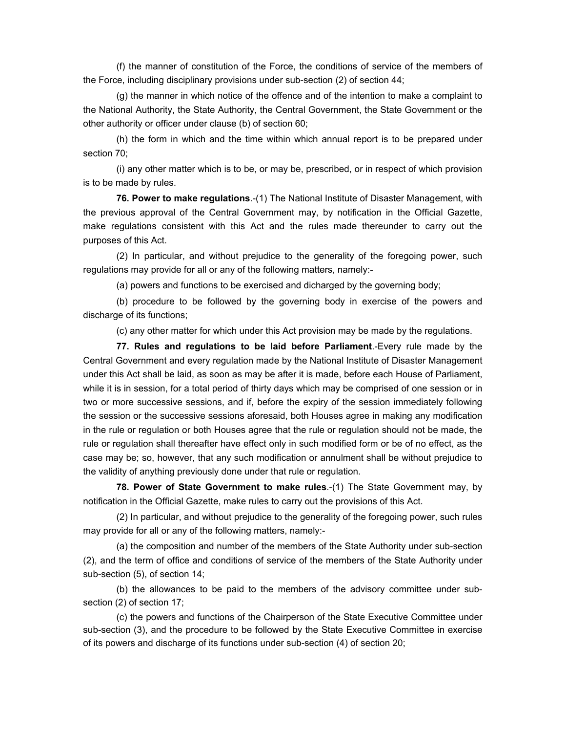(f) the manner of constitution of the Force, the conditions of service of the members of the Force, including disciplinary provisions under sub-section (2) of section 44;

(g) the manner in which notice of the offence and of the intention to make a complaint to the National Authority, the State Authority, the Central Government, the State Government or the other authority or officer under clause (b) of section 60;

(h) the form in which and the time within which annual report is to be prepared under section 70;

(i) any other matter which is to be, or may be, prescribed, or in respect of which provision is to be made by rules.

**76. Power to make regulations**.-(1) The National Institute of Disaster Management, with the previous approval of the Central Government may, by notification in the Official Gazette, make regulations consistent with this Act and the rules made thereunder to carry out the purposes of this Act.

(2) In particular, and without prejudice to the generality of the foregoing power, such regulations may provide for all or any of the following matters, namely:-

(a) powers and functions to be exercised and dicharged by the governing body;

(b) procedure to be followed by the governing body in exercise of the powers and discharge of its functions;

(c) any other matter for which under this Act provision may be made by the regulations.

**77. Rules and regulations to be laid before Parliament**.-Every rule made by the Central Government and every regulation made by the National Institute of Disaster Management under this Act shall be laid, as soon as may be after it is made, before each House of Parliament, while it is in session, for a total period of thirty days which may be comprised of one session or in two or more successive sessions, and if, before the expiry of the session immediately following the session or the successive sessions aforesaid, both Houses agree in making any modification in the rule or regulation or both Houses agree that the rule or regulation should not be made, the rule or regulation shall thereafter have effect only in such modified form or be of no effect, as the case may be; so, however, that any such modification or annulment shall be without prejudice to the validity of anything previously done under that rule or regulation.

**78. Power of State Government to make rules**.-(1) The State Government may, by notification in the Official Gazette, make rules to carry out the provisions of this Act.

(2) In particular, and without prejudice to the generality of the foregoing power, such rules may provide for all or any of the following matters, namely:-

(a) the composition and number of the members of the State Authority under sub-section (2), and the term of office and conditions of service of the members of the State Authority under sub-section (5), of section 14;

(b) the allowances to be paid to the members of the advisory committee under sub-section (2) of section 17;

(c) the powers and functions of the Chairperson of the State Executive Committee under sub-section (3), and the procedure to be followed by the State Executive Committee in exercise of its powers and discharge of its functions under sub-section (4) of section 20;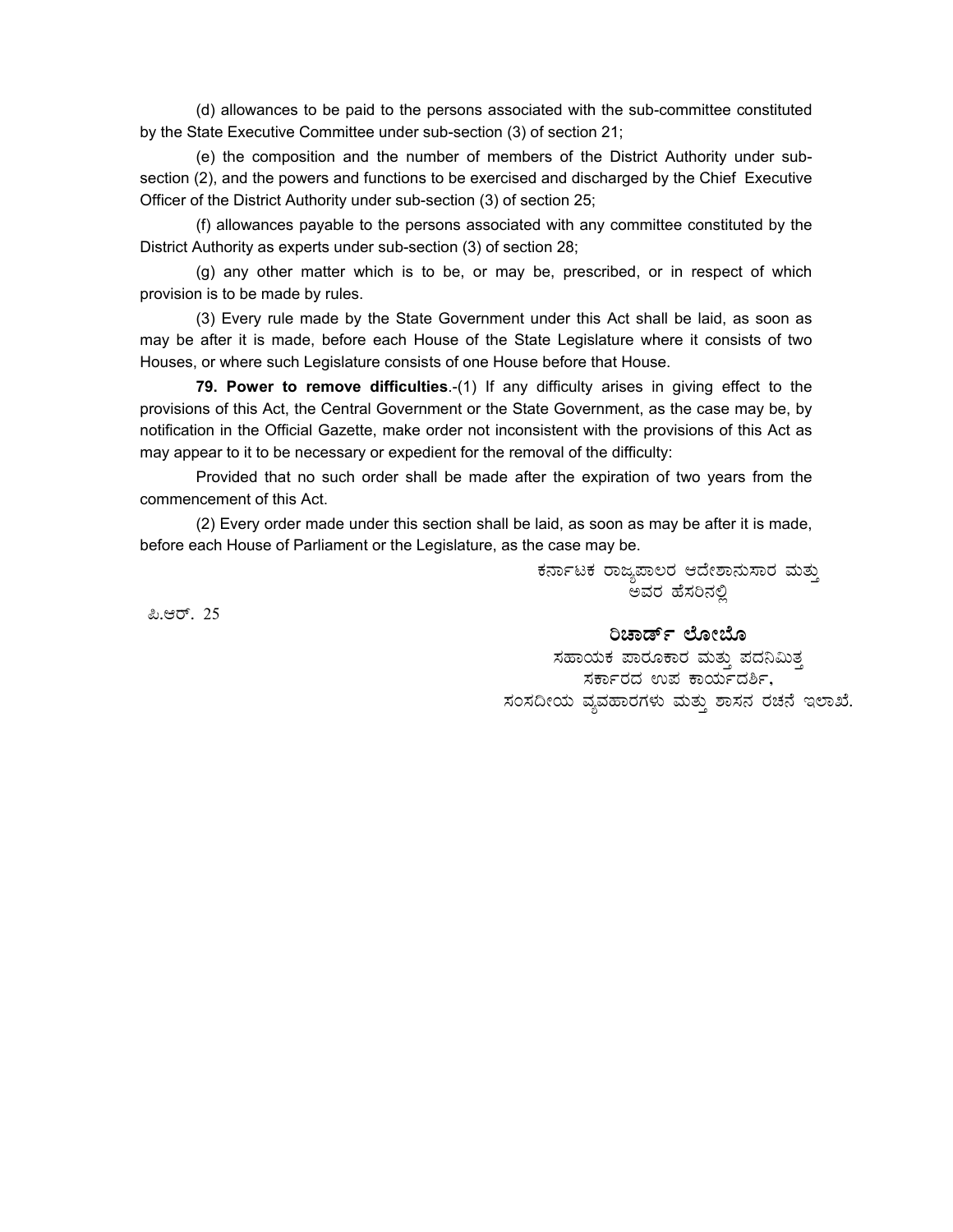(d) allowances to be paid to the persons associated with the sub-committee constituted by the State Executive Committee under sub-section (3) of section 21;

(e) the composition and the number of members of the District Authority under sub-section (2), and the powers and functions to be exercised and discharged by the Chief Executive Officer of the District Authority under sub-section (3) of section 25;

(f) allowances payable to the persons associated with any committee constituted by the District Authority as experts under sub-section (3) of section 28;

(g) any other matter which is to be, or may be, prescribed, or in respect of which provision is to be made by rules.

(3) Every rule made by the State Government under this Act shall be laid, as soon as may be after it is made, before each House of the State Legislature where it consists of two Houses, or where such Legislature consists of one House before that House.

**79. Power to remove difficulties**.-(1) If any difficulty arises in giving effect to the provisions of this Act, the Central Government or the State Government, as the case may be, by notification in the Official Gazette, make order not inconsistent with the provisions of this Act as may appear to it to be necessary or expedient for the removal of the difficulty:

Provided that no such order shall be made after the expiration of two years from the commencement of this Act.

(2) Every order made under this section shall be laid, as soon as may be after it is made, before each House of Parliament or the Legislature, as the case may be.

ಕರ್ನಾಟಕ ರಾಜ್ಯಪಾಲರ ಆದೇಶಾನುಸಾರ ಮತ್ತು
ಅವರ ಹೆಸರಿನಲ್ಲಿ

ಪಿ.ಆರ್. 25

**ರಿಚಾರ್ಡ್ ಲೋಬೋ**
ಸಹಾಯಕ ಪಾರೂಕಾರ ಮತ್ತು ಪದನಿಮಿತ್ತ
ಸರ್ಕಾರದ ಉಪ ಕಾರ್ಯದರ್ಶಿ,
ಸಂಸದೀಯ ವ್ಯವಹಾರಗಳು ಮತ್ತು ಶಾಸನ ರಚನೆ ಇಲಾಖೆ.